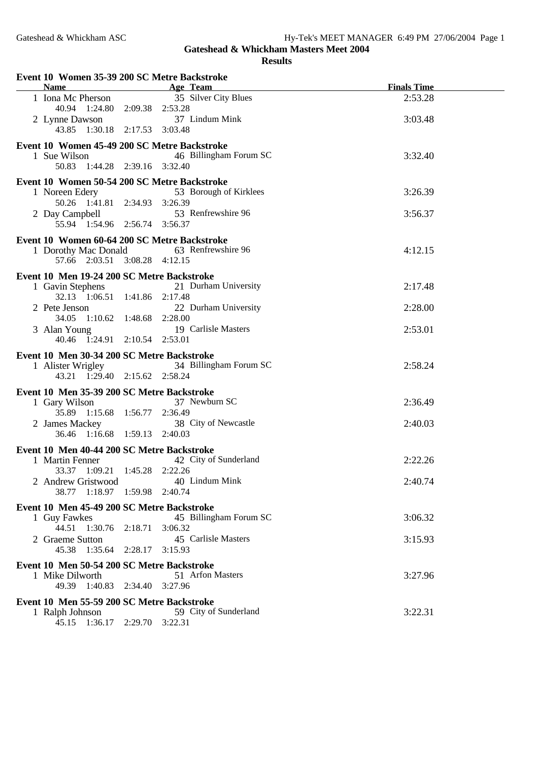# Gateshead & Whickham Masters Meet 2004

## Results

### Event 10 Women 35-39 200 SC Metre Backstroke

| Name | Age | Team | Finals Time |
|---|---|---|---|
| 1 Iona Mc Pherson | 35 | Silver City Blues | 2:53.28 |
| 40.94 1:24.80 2:09.38 2:53.28 | | | |
| 2 Lynne Dawson | 37 | Lindum Mink | 3:03.48 |
| 43.85 1:30.18 2:17.53 3:03.48 | | | |

### Event 10 Women 45-49 200 SC Metre Backstroke

| Name | Age | Team | Finals Time |
|---|---|---|---|
| 1 Sue Wilson | 46 | Billingham Forum SC | 3:32.40 |
| 50.83 1:44.28 2:39.16 3:32.40 | | | |

### Event 10 Women 50-54 200 SC Metre Backstroke

| Name | Age | Team | Finals Time |
|---|---|---|---|
| 1 Noreen Edery | 53 | Borough of Kirklees | 3:26.39 |
| 50.26 1:41.81 2:34.93 3:26.39 | | | |
| 2 Day Campbell | 53 | Renfrewshire 96 | 3:56.37 |
| 55.94 1:54.96 2:56.74 3:56.37 | | | |

### Event 10 Women 60-64 200 SC Metre Backstroke

| Name | Age | Team | Finals Time |
|---|---|---|---|
| 1 Dorothy Mac Donald | 63 | Renfrewshire 96 | 4:12.15 |
| 57.66 2:03.51 3:08.28 4:12.15 | | | |

### Event 10 Men 19-24 200 SC Metre Backstroke

| Name | Age | Team | Finals Time |
|---|---|---|---|
| 1 Gavin Stephens | 21 | Durham University | 2:17.48 |
| 32.13 1:06.51 1:41.86 2:17.48 | | | |
| 2 Pete Jenson | 22 | Durham University | 2:28.00 |
| 34.05 1:10.62 1:48.68 2:28.00 | | | |
| 3 Alan Young | 19 | Carlisle Masters | 2:53.01 |
| 40.46 1:24.91 2:10.54 2:53.01 | | | |

### Event 10 Men 30-34 200 SC Metre Backstroke

| Name | Age | Team | Finals Time |
|---|---|---|---|
| 1 Alister Wrigley | 34 | Billingham Forum SC | 2:58.24 |
| 43.21 1:29.40 2:15.62 2:58.24 | | | |

### Event 10 Men 35-39 200 SC Metre Backstroke

| Name | Age | Team | Finals Time |
|---|---|---|---|
| 1 Gary Wilson | 37 | Newburn SC | 2:36.49 |
| 35.89 1:15.68 1:56.77 2:36.49 | | | |
| 2 James Mackey | 38 | City of Newcastle | 2:40.03 |
| 36.46 1:16.68 1:59.13 2:40.03 | | | |

### Event 10 Men 40-44 200 SC Metre Backstroke

| Name | Age | Team | Finals Time |
|---|---|---|---|
| 1 Martin Fenner | 42 | City of Sunderland | 2:22.26 |
| 33.37 1:09.21 1:45.28 2:22.26 | | | |
| 2 Andrew Gristwood | 40 | Lindum Mink | 2:40.74 |
| 38.77 1:18.97 1:59.98 2:40.74 | | | |

### Event 10 Men 45-49 200 SC Metre Backstroke

| Name | Age | Team | Finals Time |
|---|---|---|---|
| 1 Guy Fawkes | 45 | Billingham Forum SC | 3:06.32 |
| 44.51 1:30.76 2:18.71 3:06.32 | | | |
| 2 Graeme Sutton | 45 | Carlisle Masters | 3:15.93 |
| 45.38 1:35.64 2:28.17 3:15.93 | | | |

### Event 10 Men 50-54 200 SC Metre Backstroke

| Name | Age | Team | Finals Time |
|---|---|---|---|
| 1 Mike Dilworth | 51 | Arfon Masters | 3:27.96 |
| 49.39 1:40.83 2:34.40 3:27.96 | | | |

### Event 10 Men 55-59 200 SC Metre Backstroke

| Name | Age | Team | Finals Time |
|---|---|---|---|
| 1 Ralph Johnson | 59 | City of Sunderland | 3:22.31 |
| 45.15 1:36.17 2:29.70 3:22.31 | | | |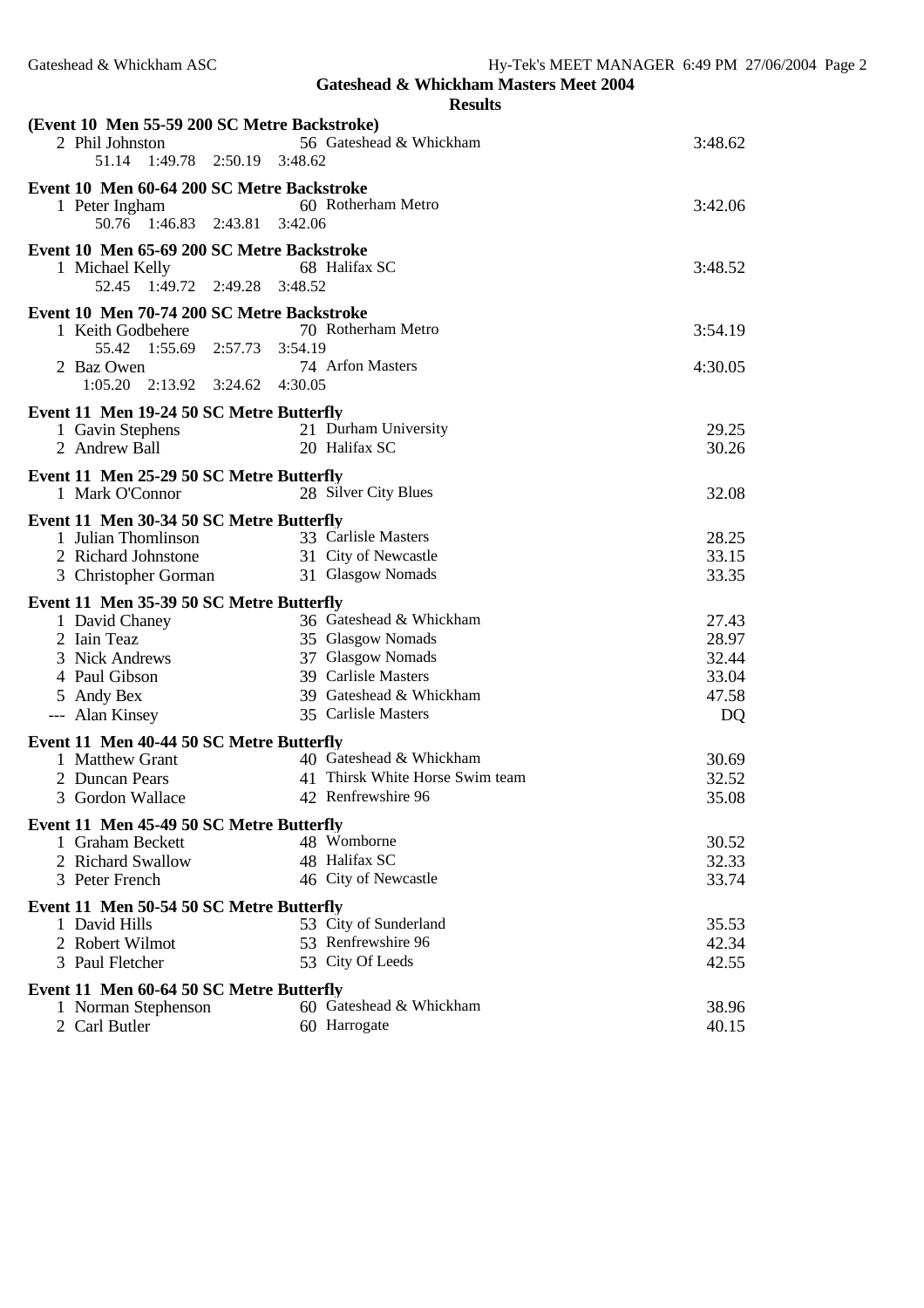**Gateshead & Whickham Masters Meet 2004**

**Results**

**(Event 10 Men 55-59 200 SC Metre Backstroke)**

| Place | Name | Age | Team | Time |
|---|---|---|---|---|
| 2 | Phil Johnston | 56 | Gateshead & Whickham | 3:48.62 |
| | 51.14 1:49.78 2:50.19 3:48.62 | | | |

**Event 10 Men 60-64 200 SC Metre Backstroke**

| Place | Name | Age | Team | Time |
|---|---|---|---|---|
| 1 | Peter Ingham | 60 | Rotherham Metro | 3:42.06 |
| | 50.76 1:46.83 2:43.81 3:42.06 | | | |

**Event 10 Men 65-69 200 SC Metre Backstroke**

| Place | Name | Age | Team | Time |
|---|---|---|---|---|
| 1 | Michael Kelly | 68 | Halifax SC | 3:48.52 |
| | 52.45 1:49.72 2:49.28 3:48.52 | | | |

**Event 10 Men 70-74 200 SC Metre Backstroke**

| Place | Name | Age | Team | Time |
|---|---|---|---|---|
| 1 | Keith Godbehere | 70 | Rotherham Metro | 3:54.19 |
| | 55.42 1:55.69 2:57.73 3:54.19 | | | |
| 2 | Baz Owen | 74 | Arfon Masters | 4:30.05 |
| | 1:05.20 2:13.92 3:24.62 4:30.05 | | | |

**Event 11 Men 19-24 50 SC Metre Butterfly**

| Place | Name | Age | Team | Time |
|---|---|---|---|---|
| 1 | Gavin Stephens | 21 | Durham University | 29.25 |
| 2 | Andrew Ball | 20 | Halifax SC | 30.26 |

**Event 11 Men 25-29 50 SC Metre Butterfly**

| Place | Name | Age | Team | Time |
|---|---|---|---|---|
| 1 | Mark O'Connor | 28 | Silver City Blues | 32.08 |

**Event 11 Men 30-34 50 SC Metre Butterfly**

| Place | Name | Age | Team | Time |
|---|---|---|---|---|
| 1 | Julian Thomlinson | 33 | Carlisle Masters | 28.25 |
| 2 | Richard Johnstone | 31 | City of Newcastle | 33.15 |
| 3 | Christopher Gorman | 31 | Glasgow Nomads | 33.35 |

**Event 11 Men 35-39 50 SC Metre Butterfly**

| Place | Name | Age | Team | Time |
|---|---|---|---|---|
| 1 | David Chaney | 36 | Gateshead & Whickham | 27.43 |
| 2 | Iain Teaz | 35 | Glasgow Nomads | 28.97 |
| 3 | Nick Andrews | 37 | Glasgow Nomads | 32.44 |
| 4 | Paul Gibson | 39 | Carlisle Masters | 33.04 |
| 5 | Andy Bex | 39 | Gateshead & Whickham | 47.58 |
| --- | Alan Kinsey | 35 | Carlisle Masters | DQ |

**Event 11 Men 40-44 50 SC Metre Butterfly**

| Place | Name | Age | Team | Time |
|---|---|---|---|---|
| 1 | Matthew Grant | 40 | Gateshead & Whickham | 30.69 |
| 2 | Duncan Pears | 41 | Thirsk White Horse Swim team | 32.52 |
| 3 | Gordon Wallace | 42 | Renfrewshire 96 | 35.08 |

**Event 11 Men 45-49 50 SC Metre Butterfly**

| Place | Name | Age | Team | Time |
|---|---|---|---|---|
| 1 | Graham Beckett | 48 | Womborne | 30.52 |
| 2 | Richard Swallow | 48 | Halifax SC | 32.33 |
| 3 | Peter French | 46 | City of Newcastle | 33.74 |

**Event 11 Men 50-54 50 SC Metre Butterfly**

| Place | Name | Age | Team | Time |
|---|---|---|---|---|
| 1 | David Hills | 53 | City of Sunderland | 35.53 |
| 2 | Robert Wilmot | 53 | Renfrewshire 96 | 42.34 |
| 3 | Paul Fletcher | 53 | City Of Leeds | 42.55 |

**Event 11 Men 60-64 50 SC Metre Butterfly**

| Place | Name | Age | Team | Time |
|---|---|---|---|---|
| 1 | Norman Stephenson | 60 | Gateshead & Whickham | 38.96 |
| 2 | Carl Butler | 60 | Harrogate | 40.15 |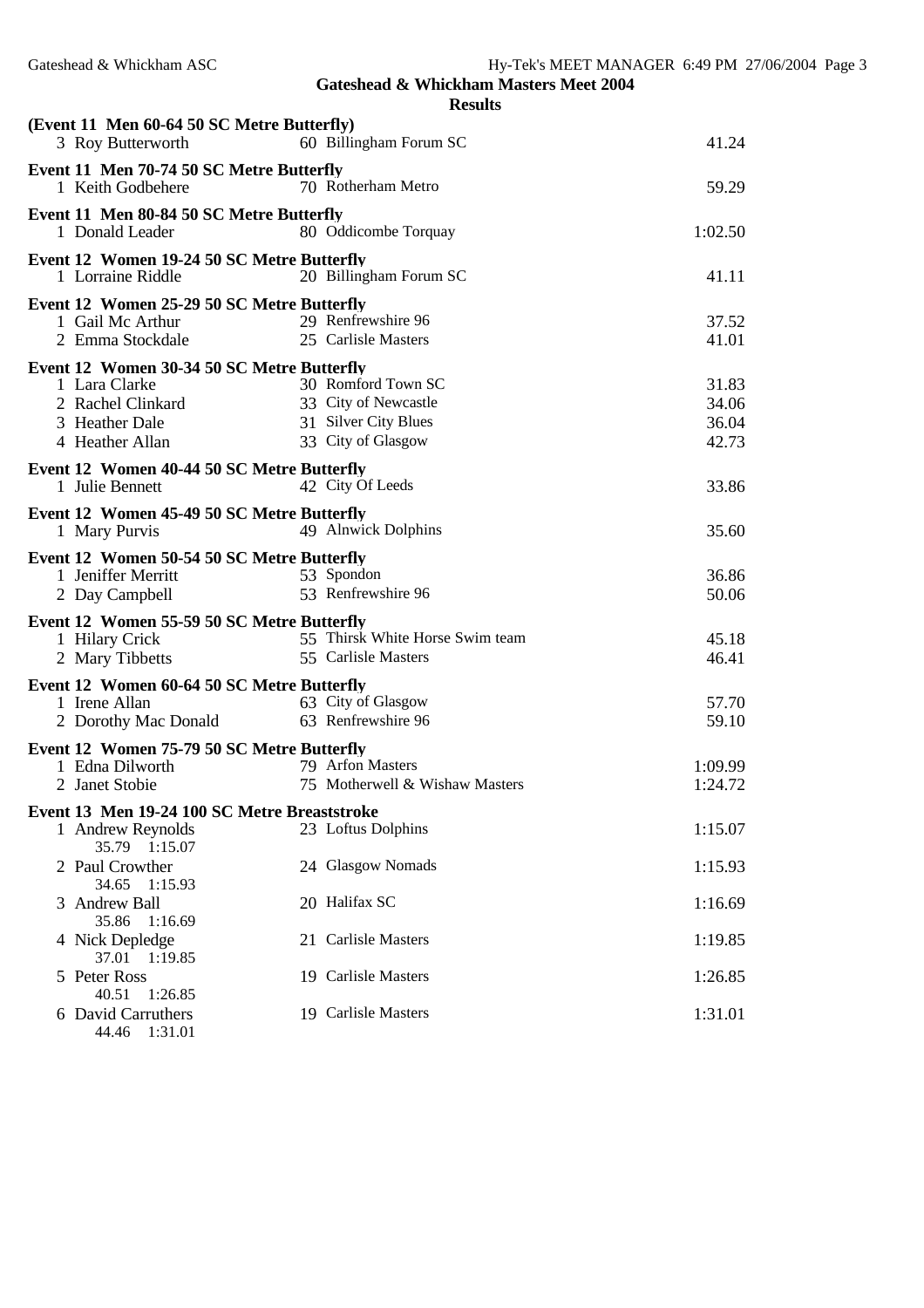## Gateshead & Whickham Masters Meet 2004

### Results

**(Event 11 Men 60-64 50 SC Metre Butterfly)**

| | Name | Age | Team | Time |
|---|---|---|---|---|
| 3 | Roy Butterworth | 60 | Billingham Forum SC | 41.24 |

**Event 11 Men 70-74 50 SC Metre Butterfly**

| | Name | Age | Team | Time |
|---|---|---|---|---|
| 1 | Keith Godbehere | 70 | Rotherham Metro | 59.29 |

**Event 11 Men 80-84 50 SC Metre Butterfly**

| | Name | Age | Team | Time |
|---|---|---|---|---|
| 1 | Donald Leader | 80 | Oddicombe Torquay | 1:02.50 |

**Event 12 Women 19-24 50 SC Metre Butterfly**

| | Name | Age | Team | Time |
|---|---|---|---|---|
| 1 | Lorraine Riddle | 20 | Billingham Forum SC | 41.11 |

**Event 12 Women 25-29 50 SC Metre Butterfly**

| | Name | Age | Team | Time |
|---|---|---|---|---|
| 1 | Gail Mc Arthur | 29 | Renfrewshire 96 | 37.52 |
| 2 | Emma Stockdale | 25 | Carlisle Masters | 41.01 |

**Event 12 Women 30-34 50 SC Metre Butterfly**

| | Name | Age | Team | Time |
|---|---|---|---|---|
| 1 | Lara Clarke | 30 | Romford Town SC | 31.83 |
| 2 | Rachel Clinkard | 33 | City of Newcastle | 34.06 |
| 3 | Heather Dale | 31 | Silver City Blues | 36.04 |
| 4 | Heather Allan | 33 | City of Glasgow | 42.73 |

**Event 12 Women 40-44 50 SC Metre Butterfly**

| | Name | Age | Team | Time |
|---|---|---|---|---|
| 1 | Julie Bennett | 42 | City Of Leeds | 33.86 |

**Event 12 Women 45-49 50 SC Metre Butterfly**

| | Name | Age | Team | Time |
|---|---|---|---|---|
| 1 | Mary Purvis | 49 | Alnwick Dolphins | 35.60 |

**Event 12 Women 50-54 50 SC Metre Butterfly**

| | Name | Age | Team | Time |
|---|---|---|---|---|
| 1 | Jeniffer Merritt | 53 | Spondon | 36.86 |
| 2 | Day Campbell | 53 | Renfrewshire 96 | 50.06 |

**Event 12 Women 55-59 50 SC Metre Butterfly**

| | Name | Age | Team | Time |
|---|---|---|---|---|
| 1 | Hilary Crick | 55 | Thirsk White Horse Swim team | 45.18 |
| 2 | Mary Tibbetts | 55 | Carlisle Masters | 46.41 |

**Event 12 Women 60-64 50 SC Metre Butterfly**

| | Name | Age | Team | Time |
|---|---|---|---|---|
| 1 | Irene Allan | 63 | City of Glasgow | 57.70 |
| 2 | Dorothy Mac Donald | 63 | Renfrewshire 96 | 59.10 |

**Event 12 Women 75-79 50 SC Metre Butterfly**

| | Name | Age | Team | Time |
|---|---|---|---|---|
| 1 | Edna Dilworth | 79 | Arfon Masters | 1:09.99 |
| 2 | Janet Stobie | 75 | Motherwell & Wishaw Masters | 1:24.72 |

**Event 13 Men 19-24 100 SC Metre Breaststroke**

| | Name | Age | Team | Time |
|---|---|---|---|---|
| 1 | Andrew Reynolds | 23 | Loftus Dolphins | 1:15.07 |
| | 35.79 1:15.07 | | | |
| 2 | Paul Crowther | 24 | Glasgow Nomads | 1:15.93 |
| | 34.65 1:15.93 | | | |
| 3 | Andrew Ball | 20 | Halifax SC | 1:16.69 |
| | 35.86 1:16.69 | | | |
| 4 | Nick Depledge | 21 | Carlisle Masters | 1:19.85 |
| | 37.01 1:19.85 | | | |
| 5 | Peter Ross | 19 | Carlisle Masters | 1:26.85 |
| | 40.51 1:26.85 | | | |
| 6 | David Carruthers | 19 | Carlisle Masters | 1:31.01 |
| | 44.46 1:31.01 | | | |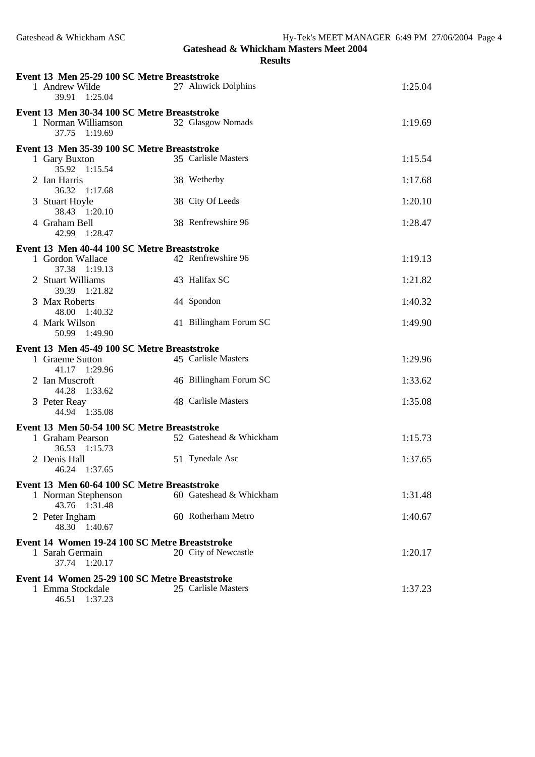**Gateshead & Whickham Masters Meet 2004**

**Results**

**Event 13 Men 25-29 100 SC Metre Breaststroke**

| Place | Name | Age | Team | Time | Splits |
|---|---|---|---|---|---|
| 1 | Andrew Wilde | 27 | Alnwick Dolphins | 1:25.04 | 39.91 1:25.04 |

**Event 13 Men 30-34 100 SC Metre Breaststroke**

| Place | Name | Age | Team | Time | Splits |
|---|---|---|---|---|---|
| 1 | Norman Williamson | 32 | Glasgow Nomads | 1:19.69 | 37.75 1:19.69 |

**Event 13 Men 35-39 100 SC Metre Breaststroke**

| Place | Name | Age | Team | Time | Splits |
|---|---|---|---|---|---|
| 1 | Gary Buxton | 35 | Carlisle Masters | 1:15.54 | 35.92 1:15.54 |
| 2 | Ian Harris | 38 | Wetherby | 1:17.68 | 36.32 1:17.68 |
| 3 | Stuart Hoyle | 38 | City Of Leeds | 1:20.10 | 38.43 1:20.10 |
| 4 | Graham Bell | 38 | Renfrewshire 96 | 1:28.47 | 42.99 1:28.47 |

**Event 13 Men 40-44 100 SC Metre Breaststroke**

| Place | Name | Age | Team | Time | Splits |
|---|---|---|---|---|---|
| 1 | Gordon Wallace | 42 | Renfrewshire 96 | 1:19.13 | 37.38 1:19.13 |
| 2 | Stuart Williams | 43 | Halifax SC | 1:21.82 | 39.39 1:21.82 |
| 3 | Max Roberts | 44 | Spondon | 1:40.32 | 48.00 1:40.32 |
| 4 | Mark Wilson | 41 | Billingham Forum SC | 1:49.90 | 50.99 1:49.90 |

**Event 13 Men 45-49 100 SC Metre Breaststroke**

| Place | Name | Age | Team | Time | Splits |
|---|---|---|---|---|---|
| 1 | Graeme Sutton | 45 | Carlisle Masters | 1:29.96 | 41.17 1:29.96 |
| 2 | Ian Muscroft | 46 | Billingham Forum SC | 1:33.62 | 44.28 1:33.62 |
| 3 | Peter Reay | 48 | Carlisle Masters | 1:35.08 | 44.94 1:35.08 |

**Event 13 Men 50-54 100 SC Metre Breaststroke**

| Place | Name | Age | Team | Time | Splits |
|---|---|---|---|---|---|
| 1 | Graham Pearson | 52 | Gateshead & Whickham | 1:15.73 | 36.53 1:15.73 |
| 2 | Denis Hall | 51 | Tynedale Asc | 1:37.65 | 46.24 1:37.65 |

**Event 13 Men 60-64 100 SC Metre Breaststroke**

| Place | Name | Age | Team | Time | Splits |
|---|---|---|---|---|---|
| 1 | Norman Stephenson | 60 | Gateshead & Whickham | 1:31.48 | 43.76 1:31.48 |
| 2 | Peter Ingham | 60 | Rotherham Metro | 1:40.67 | 48.30 1:40.67 |

**Event 14 Women 19-24 100 SC Metre Breaststroke**

| Place | Name | Age | Team | Time | Splits |
|---|---|---|---|---|---|
| 1 | Sarah Germain | 20 | City of Newcastle | 1:20.17 | 37.74 1:20.17 |

**Event 14 Women 25-29 100 SC Metre Breaststroke**

| Place | Name | Age | Team | Time | Splits |
|---|---|---|---|---|---|
| 1 | Emma Stockdale | 25 | Carlisle Masters | 1:37.23 | 46.51 1:37.23 |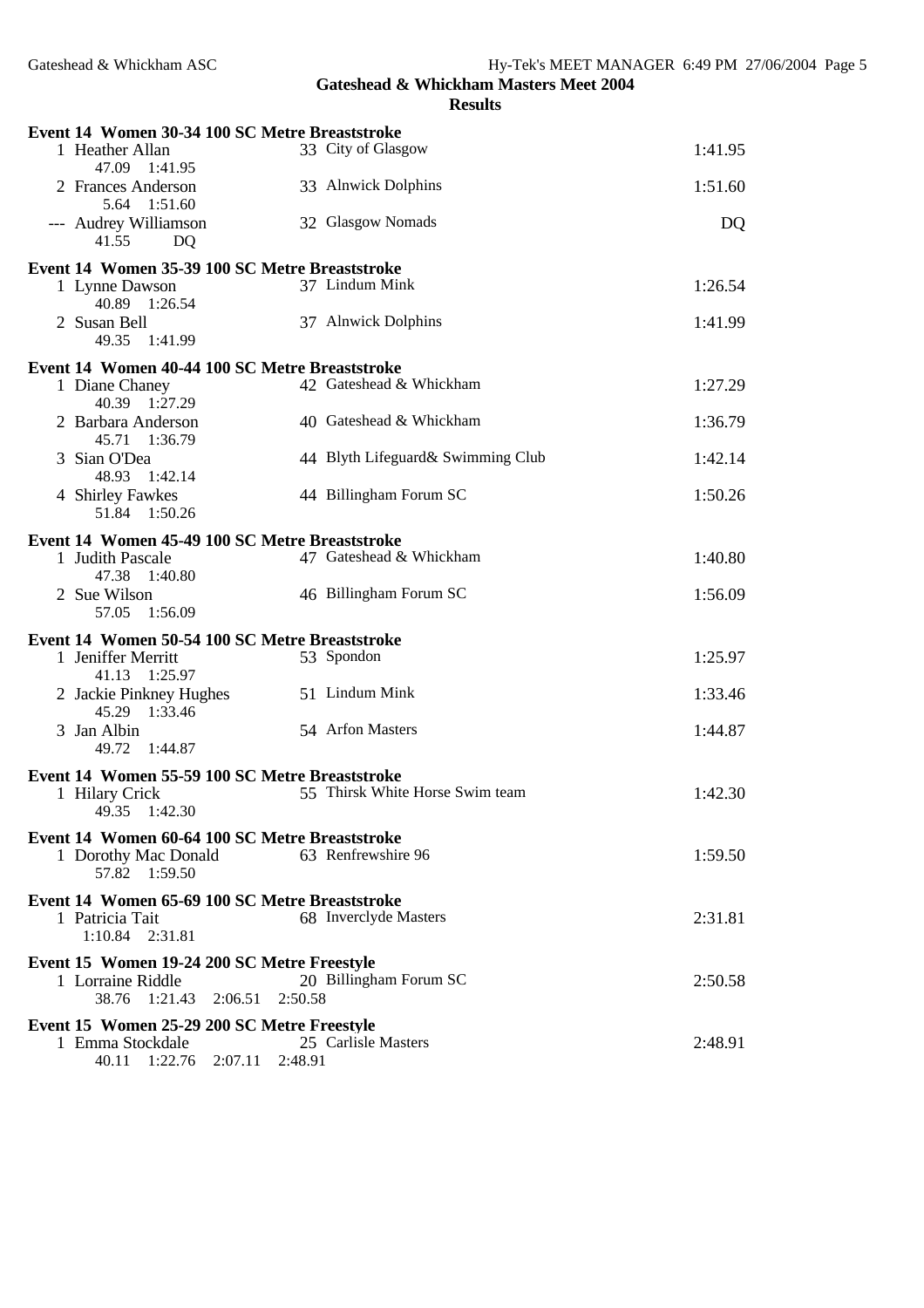## Gateshead & Whickham Masters Meet 2004

### Results

**Event 14 Women 30-34 100 SC Metre Breaststroke**

| Place | Name | Age | Club | Time |
|---|---|---|---|---|
| 1 | Heather Allan | 33 | City of Glasgow | 1:41.95 |
| | 47.09 1:41.95 | | | |
| 2 | Frances Anderson | 33 | Alnwick Dolphins | 1:51.60 |
| | 5.64 1:51.60 | | | |
| --- | Audrey Williamson | 32 | Glasgow Nomads | DQ |
| | 41.55 DQ | | | |

**Event 14 Women 35-39 100 SC Metre Breaststroke**

| Place | Name | Age | Club | Time |
|---|---|---|---|---|
| 1 | Lynne Dawson | 37 | Lindum Mink | 1:26.54 |
| | 40.89 1:26.54 | | | |
| 2 | Susan Bell | 37 | Alnwick Dolphins | 1:41.99 |
| | 49.35 1:41.99 | | | |

**Event 14 Women 40-44 100 SC Metre Breaststroke**

| Place | Name | Age | Club | Time |
|---|---|---|---|---|
| 1 | Diane Chaney | 42 | Gateshead & Whickham | 1:27.29 |
| | 40.39 1:27.29 | | | |
| 2 | Barbara Anderson | 40 | Gateshead & Whickham | 1:36.79 |
| | 45.71 1:36.79 | | | |
| 3 | Sian O'Dea | 44 | Blyth Lifeguard& Swimming Club | 1:42.14 |
| | 48.93 1:42.14 | | | |
| 4 | Shirley Fawkes | 44 | Billingham Forum SC | 1:50.26 |
| | 51.84 1:50.26 | | | |

**Event 14 Women 45-49 100 SC Metre Breaststroke**

| Place | Name | Age | Club | Time |
|---|---|---|---|---|
| 1 | Judith Pascale | 47 | Gateshead & Whickham | 1:40.80 |
| | 47.38 1:40.80 | | | |
| 2 | Sue Wilson | 46 | Billingham Forum SC | 1:56.09 |
| | 57.05 1:56.09 | | | |

**Event 14 Women 50-54 100 SC Metre Breaststroke**

| Place | Name | Age | Club | Time |
|---|---|---|---|---|
| 1 | Jeniffer Merritt | 53 | Spondon | 1:25.97 |
| | 41.13 1:25.97 | | | |
| 2 | Jackie Pinkney Hughes | 51 | Lindum Mink | 1:33.46 |
| | 45.29 1:33.46 | | | |
| 3 | Jan Albin | 54 | Arfon Masters | 1:44.87 |
| | 49.72 1:44.87 | | | |

**Event 14 Women 55-59 100 SC Metre Breaststroke**

| Place | Name | Age | Club | Time |
|---|---|---|---|---|
| 1 | Hilary Crick | 55 | Thirsk White Horse Swim team | 1:42.30 |
| | 49.35 1:42.30 | | | |

**Event 14 Women 60-64 100 SC Metre Breaststroke**

| Place | Name | Age | Club | Time |
|---|---|---|---|---|
| 1 | Dorothy Mac Donald | 63 | Renfrewshire 96 | 1:59.50 |
| | 57.82 1:59.50 | | | |

**Event 14 Women 65-69 100 SC Metre Breaststroke**

| Place | Name | Age | Club | Time |
|---|---|---|---|---|
| 1 | Patricia Tait | 68 | Inverclyde Masters | 2:31.81 |
| | 1:10.84 2:31.81 | | | |

**Event 15 Women 19-24 200 SC Metre Freestyle**

| Place | Name | Age | Club | Time |
|---|---|---|---|---|
| 1 | Lorraine Riddle | 20 | Billingham Forum SC | 2:50.58 |
| | 38.76 1:21.43 2:06.51 2:50.58 | | | |

**Event 15 Women 25-29 200 SC Metre Freestyle**

| Place | Name | Age | Club | Time |
|---|---|---|---|---|
| 1 | Emma Stockdale | 25 | Carlisle Masters | 2:48.91 |
| | 40.11 1:22.76 2:07.11 2:48.91 | | | |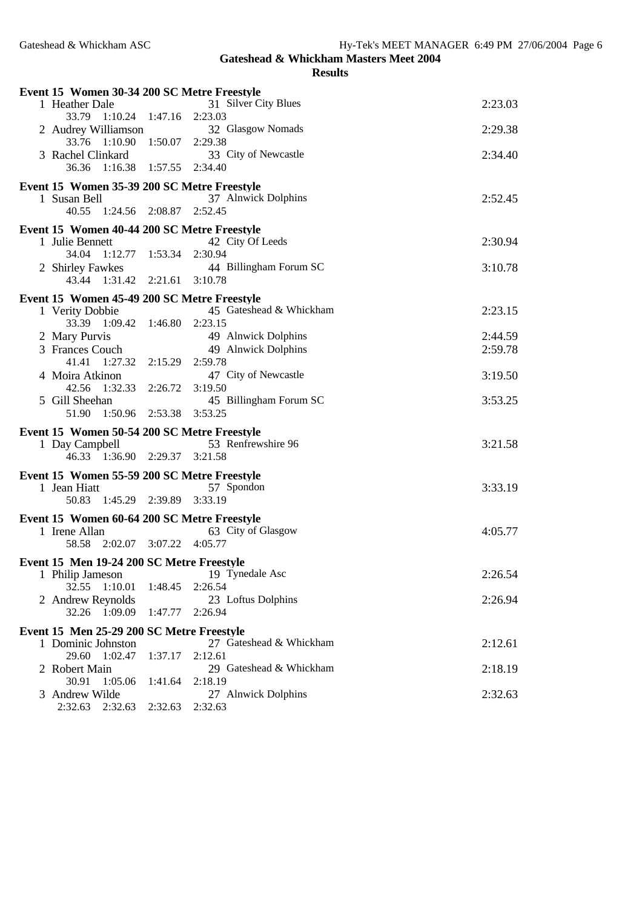## Gateshead & Whickham Masters Meet 2004

### Results

**Event 15 Women 30-34 200 SC Metre Freestyle**

| Place | Name | Age | Team | Time |
|---|---|---|---|---|
| 1 | Heather Dale | 31 | Silver City Blues | 2:23.03 |
| | 33.79 1:10.24 1:47.16 2:23.03 | | | |
| 2 | Audrey Williamson | 32 | Glasgow Nomads | 2:29.38 |
| | 33.76 1:10.90 1:50.07 2:29.38 | | | |
| 3 | Rachel Clinkard | 33 | City of Newcastle | 2:34.40 |
| | 36.36 1:16.38 1:57.55 2:34.40 | | | |

**Event 15 Women 35-39 200 SC Metre Freestyle**

| Place | Name | Age | Team | Time |
|---|---|---|---|---|
| 1 | Susan Bell | 37 | Alnwick Dolphins | 2:52.45 |
| | 40.55 1:24.56 2:08.87 2:52.45 | | | |

**Event 15 Women 40-44 200 SC Metre Freestyle**

| Place | Name | Age | Team | Time |
|---|---|---|---|---|
| 1 | Julie Bennett | 42 | City Of Leeds | 2:30.94 |
| | 34.04 1:12.77 1:53.34 2:30.94 | | | |
| 2 | Shirley Fawkes | 44 | Billingham Forum SC | 3:10.78 |
| | 43.44 1:31.42 2:21.61 3:10.78 | | | |

**Event 15 Women 45-49 200 SC Metre Freestyle**

| Place | Name | Age | Team | Time |
|---|---|---|---|---|
| 1 | Verity Dobbie | 45 | Gateshead & Whickham | 2:23.15 |
| | 33.39 1:09.42 1:46.80 2:23.15 | | | |
| 2 | Mary Purvis | 49 | Alnwick Dolphins | 2:44.59 |
| 3 | Frances Couch | 49 | Alnwick Dolphins | 2:59.78 |
| | 41.41 1:27.32 2:15.29 2:59.78 | | | |
| 4 | Moira Atkinon | 47 | City of Newcastle | 3:19.50 |
| | 42.56 1:32.33 2:26.72 3:19.50 | | | |
| 5 | Gill Sheehan | 45 | Billingham Forum SC | 3:53.25 |
| | 51.90 1:50.96 2:53.38 3:53.25 | | | |

**Event 15 Women 50-54 200 SC Metre Freestyle**

| Place | Name | Age | Team | Time |
|---|---|---|---|---|
| 1 | Day Campbell | 53 | Renfrewshire 96 | 3:21.58 |
| | 46.33 1:36.90 2:29.37 3:21.58 | | | |

**Event 15 Women 55-59 200 SC Metre Freestyle**

| Place | Name | Age | Team | Time |
|---|---|---|---|---|
| 1 | Jean Hiatt | 57 | Spondon | 3:33.19 |
| | 50.83 1:45.29 2:39.89 3:33.19 | | | |

**Event 15 Women 60-64 200 SC Metre Freestyle**

| Place | Name | Age | Team | Time |
|---|---|---|---|---|
| 1 | Irene Allan | 63 | City of Glasgow | 4:05.77 |
| | 58.58 2:02.07 3:07.22 4:05.77 | | | |

**Event 15 Men 19-24 200 SC Metre Freestyle**

| Place | Name | Age | Team | Time |
|---|---|---|---|---|
| 1 | Philip Jameson | 19 | Tynedale Asc | 2:26.54 |
| | 32.55 1:10.01 1:48.45 2:26.54 | | | |
| 2 | Andrew Reynolds | 23 | Loftus Dolphins | 2:26.94 |
| | 32.26 1:09.09 1:47.77 2:26.94 | | | |

**Event 15 Men 25-29 200 SC Metre Freestyle**

| Place | Name | Age | Team | Time |
|---|---|---|---|---|
| 1 | Dominic Johnston | 27 | Gateshead & Whickham | 2:12.61 |
| | 29.60 1:02.47 1:37.17 2:12.61 | | | |
| 2 | Robert Main | 29 | Gateshead & Whickham | 2:18.19 |
| | 30.91 1:05.06 1:41.64 2:18.19 | | | |
| 3 | Andrew Wilde | 27 | Alnwick Dolphins | 2:32.63 |
| | 2:32.63 2:32.63 2:32.63 2:32.63 | | | |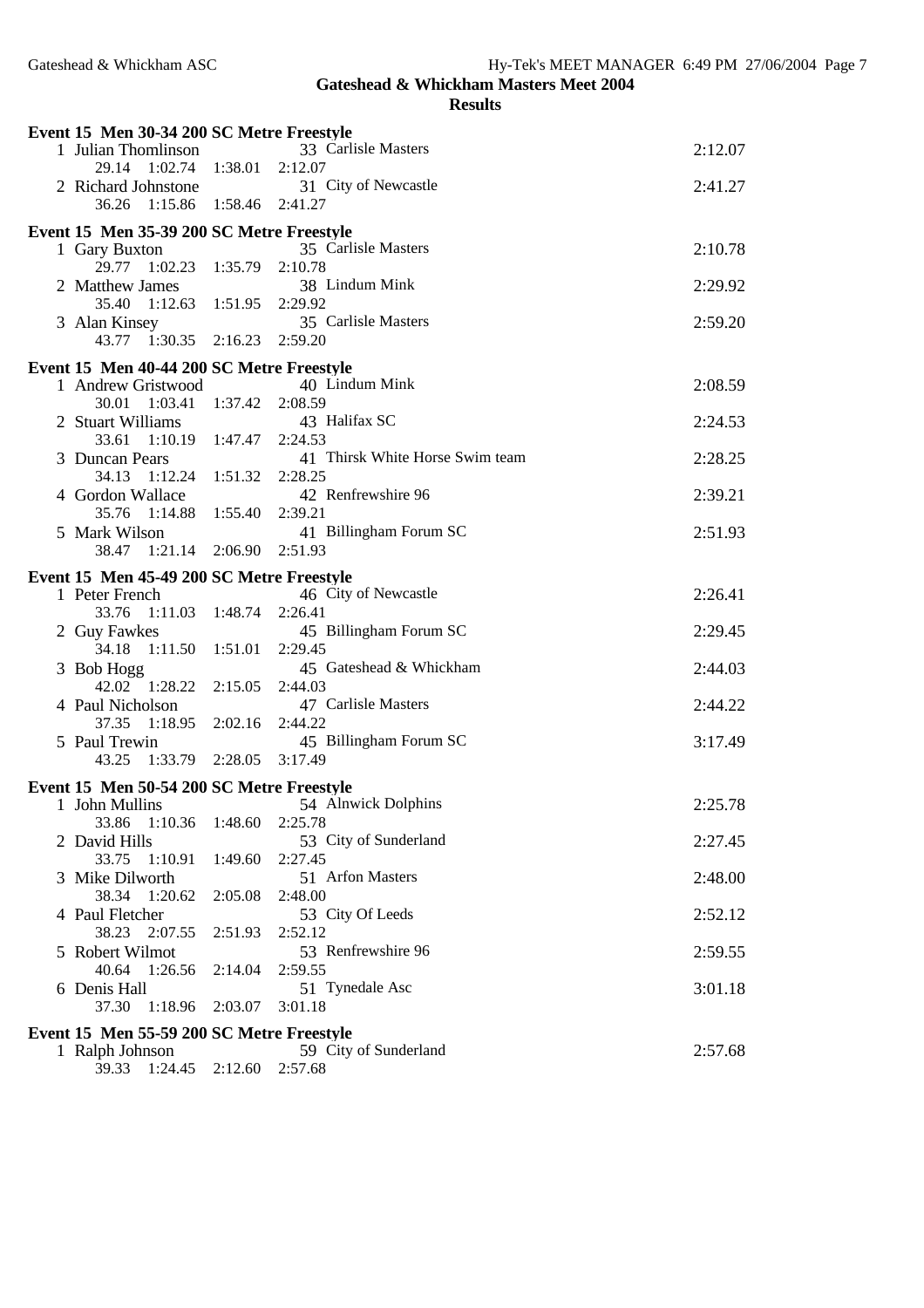## Gateshead & Whickham Masters Meet 2004

### Results

**Event 15 Men 30-34 200 SC Metre Freestyle**

| Place | Name | Age | Team | Time |
|---|---|---|---|---|
| 1 | Julian Thomlinson | 33 | Carlisle Masters | 2:12.07 |
| | 29.14 1:02.74 1:38.01 2:12.07 | | | |
| 2 | Richard Johnstone | 31 | City of Newcastle | 2:41.27 |
| | 36.26 1:15.86 1:58.46 2:41.27 | | | |

**Event 15 Men 35-39 200 SC Metre Freestyle**

| Place | Name | Age | Team | Time |
|---|---|---|---|---|
| 1 | Gary Buxton | 35 | Carlisle Masters | 2:10.78 |
| | 29.77 1:02.23 1:35.79 2:10.78 | | | |
| 2 | Matthew James | 38 | Lindum Mink | 2:29.92 |
| | 35.40 1:12.63 1:51.95 2:29.92 | | | |
| 3 | Alan Kinsey | 35 | Carlisle Masters | 2:59.20 |
| | 43.77 1:30.35 2:16.23 2:59.20 | | | |

**Event 15 Men 40-44 200 SC Metre Freestyle**

| Place | Name | Age | Team | Time |
|---|---|---|---|---|
| 1 | Andrew Gristwood | 40 | Lindum Mink | 2:08.59 |
| | 30.01 1:03.41 1:37.42 2:08.59 | | | |
| 2 | Stuart Williams | 43 | Halifax SC | 2:24.53 |
| | 33.61 1:10.19 1:47.47 2:24.53 | | | |
| 3 | Duncan Pears | 41 | Thirsk White Horse Swim team | 2:28.25 |
| | 34.13 1:12.24 1:51.32 2:28.25 | | | |
| 4 | Gordon Wallace | 42 | Renfrewshire 96 | 2:39.21 |
| | 35.76 1:14.88 1:55.40 2:39.21 | | | |
| 5 | Mark Wilson | 41 | Billingham Forum SC | 2:51.93 |
| | 38.47 1:21.14 2:06.90 2:51.93 | | | |

**Event 15 Men 45-49 200 SC Metre Freestyle**

| Place | Name | Age | Team | Time |
|---|---|---|---|---|
| 1 | Peter French | 46 | City of Newcastle | 2:26.41 |
| | 33.76 1:11.03 1:48.74 2:26.41 | | | |
| 2 | Guy Fawkes | 45 | Billingham Forum SC | 2:29.45 |
| | 34.18 1:11.50 1:51.01 2:29.45 | | | |
| 3 | Bob Hogg | 45 | Gateshead & Whickham | 2:44.03 |
| | 42.02 1:28.22 2:15.05 2:44.03 | | | |
| 4 | Paul Nicholson | 47 | Carlisle Masters | 2:44.22 |
| | 37.35 1:18.95 2:02.16 2:44.22 | | | |
| 5 | Paul Trewin | 45 | Billingham Forum SC | 3:17.49 |
| | 43.25 1:33.79 2:28.05 3:17.49 | | | |

**Event 15 Men 50-54 200 SC Metre Freestyle**

| Place | Name | Age | Team | Time |
|---|---|---|---|---|
| 1 | John Mullins | 54 | Alnwick Dolphins | 2:25.78 |
| | 33.86 1:10.36 1:48.60 2:25.78 | | | |
| 2 | David Hills | 53 | City of Sunderland | 2:27.45 |
| | 33.75 1:10.91 1:49.60 2:27.45 | | | |
| 3 | Mike Dilworth | 51 | Arfon Masters | 2:48.00 |
| | 38.34 1:20.62 2:05.08 2:48.00 | | | |
| 4 | Paul Fletcher | 53 | City Of Leeds | 2:52.12 |
| | 38.23 2:07.55 2:51.93 2:52.12 | | | |
| 5 | Robert Wilmot | 53 | Renfrewshire 96 | 2:59.55 |
| | 40.64 1:26.56 2:14.04 2:59.55 | | | |
| 6 | Denis Hall | 51 | Tynedale Asc | 3:01.18 |
| | 37.30 1:18.96 2:03.07 3:01.18 | | | |

**Event 15 Men 55-59 200 SC Metre Freestyle**

| Place | Name | Age | Team | Time |
|---|---|---|---|---|
| 1 | Ralph Johnson | 59 | City of Sunderland | 2:57.68 |
| | 39.33 1:24.45 2:12.60 2:57.68 | | | |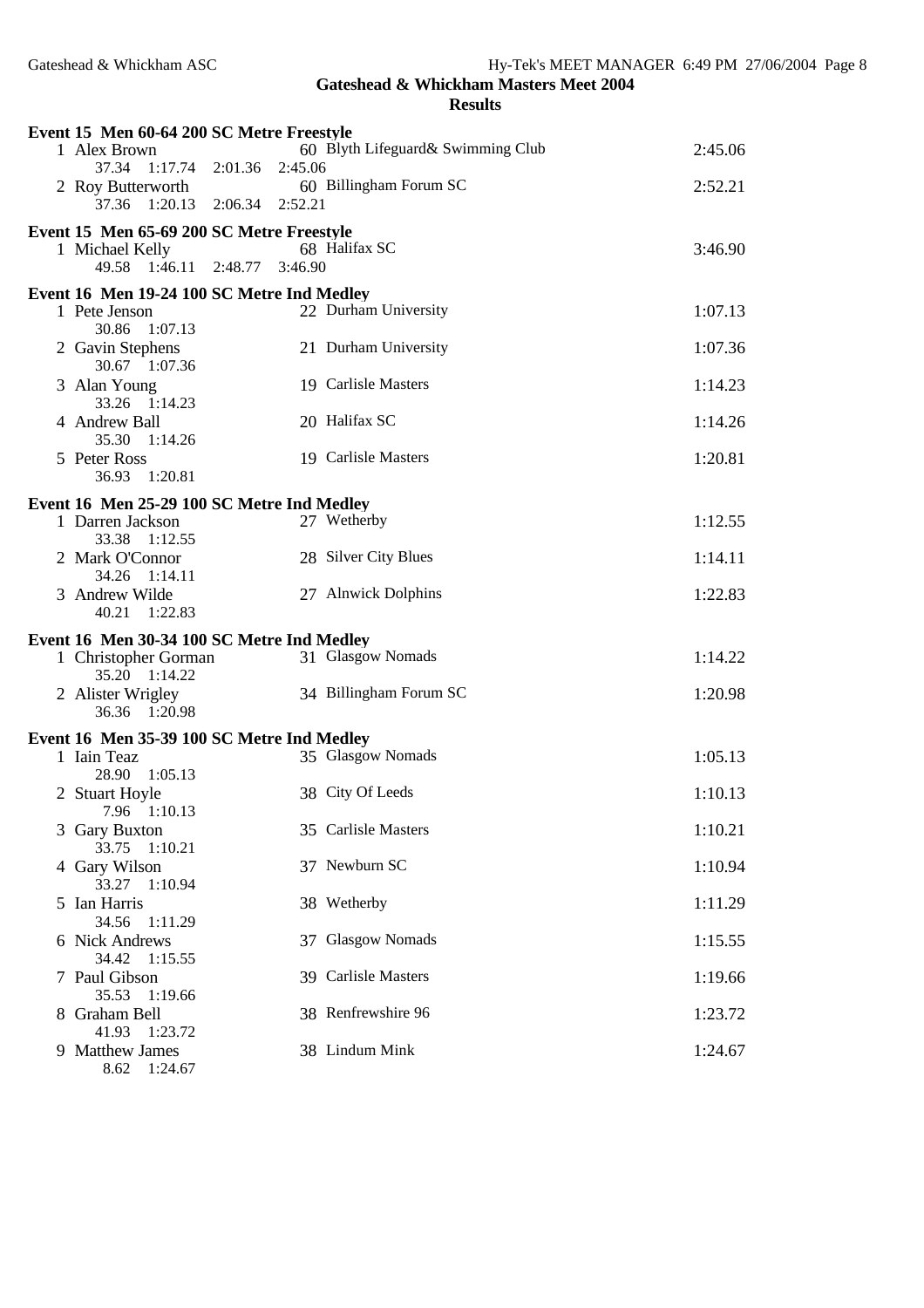## Gateshead & Whickham Masters Meet 2004

### Results

**Event 15 Men 60-64 200 SC Metre Freestyle**

1 Alex Brown — 60 Blyth Lifeguard& Swimming Club — 2:45.06
37.34 1:17.74 2:01.36 2:45.06

2 Roy Butterworth — 60 Billingham Forum SC — 2:52.21
37.36 1:20.13 2:06.34 2:52.21

**Event 15 Men 65-69 200 SC Metre Freestyle**

1 Michael Kelly — 68 Halifax SC — 3:46.90
49.58 1:46.11 2:48.77 3:46.90

**Event 16 Men 19-24 100 SC Metre Ind Medley**

1 Pete Jenson — 22 Durham University — 1:07.13
30.86 1:07.13

2 Gavin Stephens — 21 Durham University — 1:07.36
30.67 1:07.36

3 Alan Young — 19 Carlisle Masters — 1:14.23
33.26 1:14.23

4 Andrew Ball — 20 Halifax SC — 1:14.26
35.30 1:14.26

5 Peter Ross — 19 Carlisle Masters — 1:20.81
36.93 1:20.81

**Event 16 Men 25-29 100 SC Metre Ind Medley**

1 Darren Jackson — 27 Wetherby — 1:12.55
33.38 1:12.55

2 Mark O'Connor — 28 Silver City Blues — 1:14.11
34.26 1:14.11

3 Andrew Wilde — 27 Alnwick Dolphins — 1:22.83
40.21 1:22.83

**Event 16 Men 30-34 100 SC Metre Ind Medley**

1 Christopher Gorman — 31 Glasgow Nomads — 1:14.22
35.20 1:14.22

2 Alister Wrigley — 34 Billingham Forum SC — 1:20.98
36.36 1:20.98

**Event 16 Men 35-39 100 SC Metre Ind Medley**

1 Iain Teaz — 35 Glasgow Nomads — 1:05.13
28.90 1:05.13

2 Stuart Hoyle — 38 City Of Leeds — 1:10.13
7.96 1:10.13

3 Gary Buxton — 35 Carlisle Masters — 1:10.21
33.75 1:10.21

4 Gary Wilson — 37 Newburn SC — 1:10.94
33.27 1:10.94

5 Ian Harris — 38 Wetherby — 1:11.29
34.56 1:11.29

6 Nick Andrews — 37 Glasgow Nomads — 1:15.55
34.42 1:15.55

7 Paul Gibson — 39 Carlisle Masters — 1:19.66
35.53 1:19.66

8 Graham Bell — 38 Renfrewshire 96 — 1:23.72
41.93 1:23.72

9 Matthew James — 38 Lindum Mink — 1:24.67
8.62 1:24.67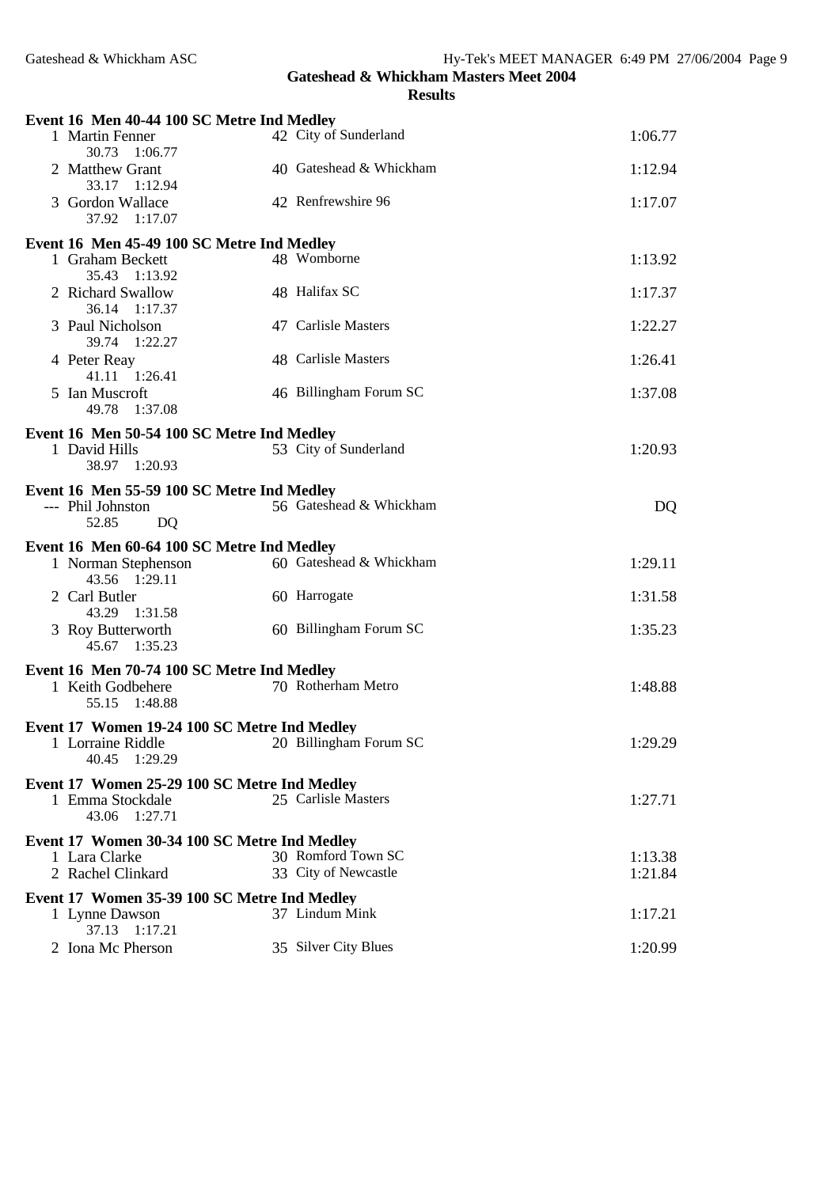**Gateshead & Whickham Masters Meet 2004**

**Results**

**Event 16 Men 40-44 100 SC Metre Ind Medley**

| | Name | Age | Team | Time |
|---|---|---|---|---|
| 1 | Martin Fenner | 42 | City of Sunderland | 1:06.77 |
| | 30.73 1:06.77 | | | |
| 2 | Matthew Grant | 40 | Gateshead & Whickham | 1:12.94 |
| | 33.17 1:12.94 | | | |
| 3 | Gordon Wallace | 42 | Renfrewshire 96 | 1:17.07 |
| | 37.92 1:17.07 | | | |

**Event 16 Men 45-49 100 SC Metre Ind Medley**

| | Name | Age | Team | Time |
|---|---|---|---|---|
| 1 | Graham Beckett | 48 | Womborne | 1:13.92 |
| | 35.43 1:13.92 | | | |
| 2 | Richard Swallow | 48 | Halifax SC | 1:17.37 |
| | 36.14 1:17.37 | | | |
| 3 | Paul Nicholson | 47 | Carlisle Masters | 1:22.27 |
| | 39.74 1:22.27 | | | |
| 4 | Peter Reay | 48 | Carlisle Masters | 1:26.41 |
| | 41.11 1:26.41 | | | |
| 5 | Ian Muscroft | 46 | Billingham Forum SC | 1:37.08 |
| | 49.78 1:37.08 | | | |

**Event 16 Men 50-54 100 SC Metre Ind Medley**

| | Name | Age | Team | Time |
|---|---|---|---|---|
| 1 | David Hills | 53 | City of Sunderland | 1:20.93 |
| | 38.97 1:20.93 | | | |

**Event 16 Men 55-59 100 SC Metre Ind Medley**

| | Name | Age | Team | Time |
|---|---|---|---|---|
| --- | Phil Johnston | 56 | Gateshead & Whickham | DQ |
| | 52.85 DQ | | | |

**Event 16 Men 60-64 100 SC Metre Ind Medley**

| | Name | Age | Team | Time |
|---|---|---|---|---|
| 1 | Norman Stephenson | 60 | Gateshead & Whickham | 1:29.11 |
| | 43.56 1:29.11 | | | |
| 2 | Carl Butler | 60 | Harrogate | 1:31.58 |
| | 43.29 1:31.58 | | | |
| 3 | Roy Butterworth | 60 | Billingham Forum SC | 1:35.23 |
| | 45.67 1:35.23 | | | |

**Event 16 Men 70-74 100 SC Metre Ind Medley**

| | Name | Age | Team | Time |
|---|---|---|---|---|
| 1 | Keith Godbehere | 70 | Rotherham Metro | 1:48.88 |
| | 55.15 1:48.88 | | | |

**Event 17 Women 19-24 100 SC Metre Ind Medley**

| | Name | Age | Team | Time |
|---|---|---|---|---|
| 1 | Lorraine Riddle | 20 | Billingham Forum SC | 1:29.29 |
| | 40.45 1:29.29 | | | |

**Event 17 Women 25-29 100 SC Metre Ind Medley**

| | Name | Age | Team | Time |
|---|---|---|---|---|
| 1 | Emma Stockdale | 25 | Carlisle Masters | 1:27.71 |
| | 43.06 1:27.71 | | | |

**Event 17 Women 30-34 100 SC Metre Ind Medley**

| | Name | Age | Team | Time |
|---|---|---|---|---|
| 1 | Lara Clarke | 30 | Romford Town SC | 1:13.38 |
| 2 | Rachel Clinkard | 33 | City of Newcastle | 1:21.84 |

**Event 17 Women 35-39 100 SC Metre Ind Medley**

| | Name | Age | Team | Time |
|---|---|---|---|---|
| 1 | Lynne Dawson | 37 | Lindum Mink | 1:17.21 |
| | 37.13 1:17.21 | | | |
| 2 | Iona Mc Pherson | 35 | Silver City Blues | 1:20.99 |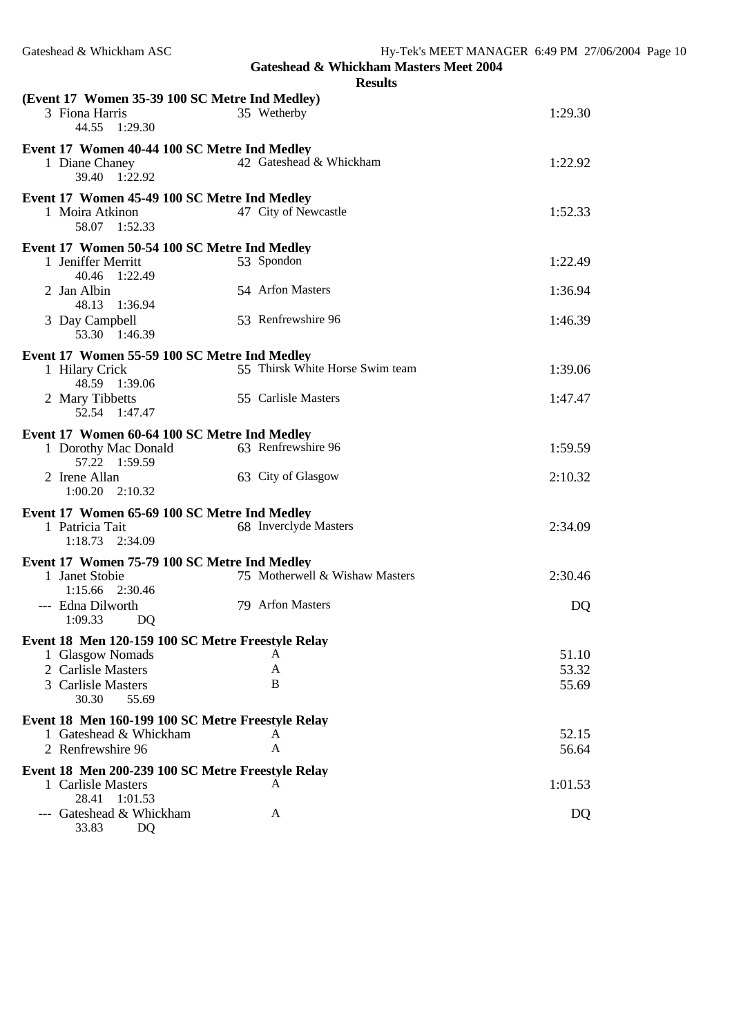## Gateshead & Whickham Masters Meet 2004

### Results

**(Event 17 Women 35-39 100 SC Metre Ind Medley)**

| | Name | Age | Team | Time |
|---|---|---|---|---|
| 3 | Fiona Harris | 35 | Wetherby | 1:29.30 |
| | 44.55 1:29.30 | | | |

**Event 17 Women 40-44 100 SC Metre Ind Medley**

| | Name | Age | Team | Time |
|---|---|---|---|---|
| 1 | Diane Chaney | 42 | Gateshead & Whickham | 1:22.92 |
| | 39.40 1:22.92 | | | |

**Event 17 Women 45-49 100 SC Metre Ind Medley**

| | Name | Age | Team | Time |
|---|---|---|---|---|
| 1 | Moira Atkinon | 47 | City of Newcastle | 1:52.33 |
| | 58.07 1:52.33 | | | |

**Event 17 Women 50-54 100 SC Metre Ind Medley**

| | Name | Age | Team | Time |
|---|---|---|---|---|
| 1 | Jeniffer Merritt | 53 | Spondon | 1:22.49 |
| | 40.46 1:22.49 | | | |
| 2 | Jan Albin | 54 | Arfon Masters | 1:36.94 |
| | 48.13 1:36.94 | | | |
| 3 | Day Campbell | 53 | Renfrewshire 96 | 1:46.39 |
| | 53.30 1:46.39 | | | |

**Event 17 Women 55-59 100 SC Metre Ind Medley**

| | Name | Age | Team | Time |
|---|---|---|---|---|
| 1 | Hilary Crick | 55 | Thirsk White Horse Swim team | 1:39.06 |
| | 48.59 1:39.06 | | | |
| 2 | Mary Tibbetts | 55 | Carlisle Masters | 1:47.47 |
| | 52.54 1:47.47 | | | |

**Event 17 Women 60-64 100 SC Metre Ind Medley**

| | Name | Age | Team | Time |
|---|---|---|---|---|
| 1 | Dorothy Mac Donald | 63 | Renfrewshire 96 | 1:59.59 |
| | 57.22 1:59.59 | | | |
| 2 | Irene Allan | 63 | City of Glasgow | 2:10.32 |
| | 1:00.20 2:10.32 | | | |

**Event 17 Women 65-69 100 SC Metre Ind Medley**

| | Name | Age | Team | Time |
|---|---|---|---|---|
| 1 | Patricia Tait | 68 | Inverclyde Masters | 2:34.09 |
| | 1:18.73 2:34.09 | | | |

**Event 17 Women 75-79 100 SC Metre Ind Medley**

| | Name | Age | Team | Time |
|---|---|---|---|---|
| 1 | Janet Stobie | 75 | Motherwell & Wishaw Masters | 2:30.46 |
| | 1:15.66 2:30.46 | | | |
| --- | Edna Dilworth | 79 | Arfon Masters | DQ |
| | 1:09.33 DQ | | | |

**Event 18 Men 120-159 100 SC Metre Freestyle Relay**

| | Team | Relay | Time |
|---|---|---|---|
| 1 | Glasgow Nomads | A | 51.10 |
| 2 | Carlisle Masters | A | 53.32 |
| 3 | Carlisle Masters | B | 55.69 |
| | 30.30 55.69 | | |

**Event 18 Men 160-199 100 SC Metre Freestyle Relay**

| | Team | Relay | Time |
|---|---|---|---|
| 1 | Gateshead & Whickham | A | 52.15 |
| 2 | Renfrewshire 96 | A | 56.64 |

**Event 18 Men 200-239 100 SC Metre Freestyle Relay**

| | Team | Relay | Time |
|---|---|---|---|
| 1 | Carlisle Masters | A | 1:01.53 |
| | 28.41 1:01.53 | | |
| --- | Gateshead & Whickham | A | DQ |
| | 33.83 DQ | | |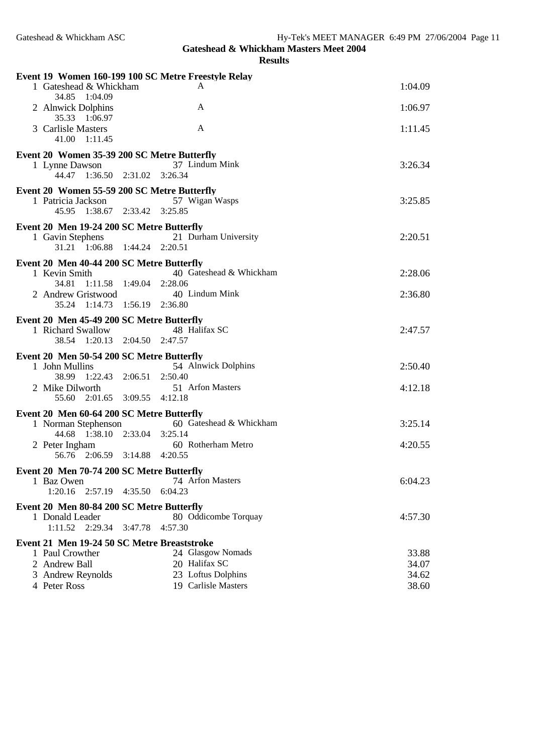**Gateshead & Whickham Masters Meet 2004**

**Results**

**Event 19 Women 160-199 100 SC Metre Freestyle Relay**

| Place | Team | Relay | Time |
|---|---|---|---|
| 1 | Gateshead & Whickham | A | 1:04.09 |
| | 34.85 1:04.09 | | |
| 2 | Alnwick Dolphins | A | 1:06.97 |
| | 35.33 1:06.97 | | |
| 3 | Carlisle Masters | A | 1:11.45 |
| | 41.00 1:11.45 | | |

**Event 20 Women 35-39 200 SC Metre Butterfly**

| Place | Name | Age | Team | Time |
|---|---|---|---|---|
| 1 | Lynne Dawson | 37 | Lindum Mink | 3:26.34 |
| | 44.47 1:36.50 2:31.02 3:26.34 | | | |

**Event 20 Women 55-59 200 SC Metre Butterfly**

| Place | Name | Age | Team | Time |
|---|---|---|---|---|
| 1 | Patricia Jackson | 57 | Wigan Wasps | 3:25.85 |
| | 45.95 1:38.67 2:33.42 3:25.85 | | | |

**Event 20 Men 19-24 200 SC Metre Butterfly**

| Place | Name | Age | Team | Time |
|---|---|---|---|---|
| 1 | Gavin Stephens | 21 | Durham University | 2:20.51 |
| | 31.21 1:06.88 1:44.24 2:20.51 | | | |

**Event 20 Men 40-44 200 SC Metre Butterfly**

| Place | Name | Age | Team | Time |
|---|---|---|---|---|
| 1 | Kevin Smith | 40 | Gateshead & Whickham | 2:28.06 |
| | 34.81 1:11.58 1:49.04 2:28.06 | | | |
| 2 | Andrew Gristwood | 40 | Lindum Mink | 2:36.80 |
| | 35.24 1:14.73 1:56.19 2:36.80 | | | |

**Event 20 Men 45-49 200 SC Metre Butterfly**

| Place | Name | Age | Team | Time |
|---|---|---|---|---|
| 1 | Richard Swallow | 48 | Halifax SC | 2:47.57 |
| | 38.54 1:20.13 2:04.50 2:47.57 | | | |

**Event 20 Men 50-54 200 SC Metre Butterfly**

| Place | Name | Age | Team | Time |
|---|---|---|---|---|
| 1 | John Mullins | 54 | Alnwick Dolphins | 2:50.40 |
| | 38.99 1:22.43 2:06.51 2:50.40 | | | |
| 2 | Mike Dilworth | 51 | Arfon Masters | 4:12.18 |
| | 55.60 2:01.65 3:09.55 4:12.18 | | | |

**Event 20 Men 60-64 200 SC Metre Butterfly**

| Place | Name | Age | Team | Time |
|---|---|---|---|---|
| 1 | Norman Stephenson | 60 | Gateshead & Whickham | 3:25.14 |
| | 44.68 1:38.10 2:33.04 3:25.14 | | | |
| 2 | Peter Ingham | 60 | Rotherham Metro | 4:20.55 |
| | 56.76 2:06.59 3:14.88 4:20.55 | | | |

**Event 20 Men 70-74 200 SC Metre Butterfly**

| Place | Name | Age | Team | Time |
|---|---|---|---|---|
| 1 | Baz Owen | 74 | Arfon Masters | 6:04.23 |
| | 1:20.16 2:57.19 4:35.50 6:04.23 | | | |

**Event 20 Men 80-84 200 SC Metre Butterfly**

| Place | Name | Age | Team | Time |
|---|---|---|---|---|
| 1 | Donald Leader | 80 | Oddicombe Torquay | 4:57.30 |
| | 1:11.52 2:29.34 3:47.78 4:57.30 | | | |

**Event 21 Men 19-24 50 SC Metre Breaststroke**

| Place | Name | Age | Team | Time |
|---|---|---|---|---|
| 1 | Paul Crowther | 24 | Glasgow Nomads | 33.88 |
| 2 | Andrew Ball | 20 | Halifax SC | 34.07 |
| 3 | Andrew Reynolds | 23 | Loftus Dolphins | 34.62 |
| 4 | Peter Ross | 19 | Carlisle Masters | 38.60 |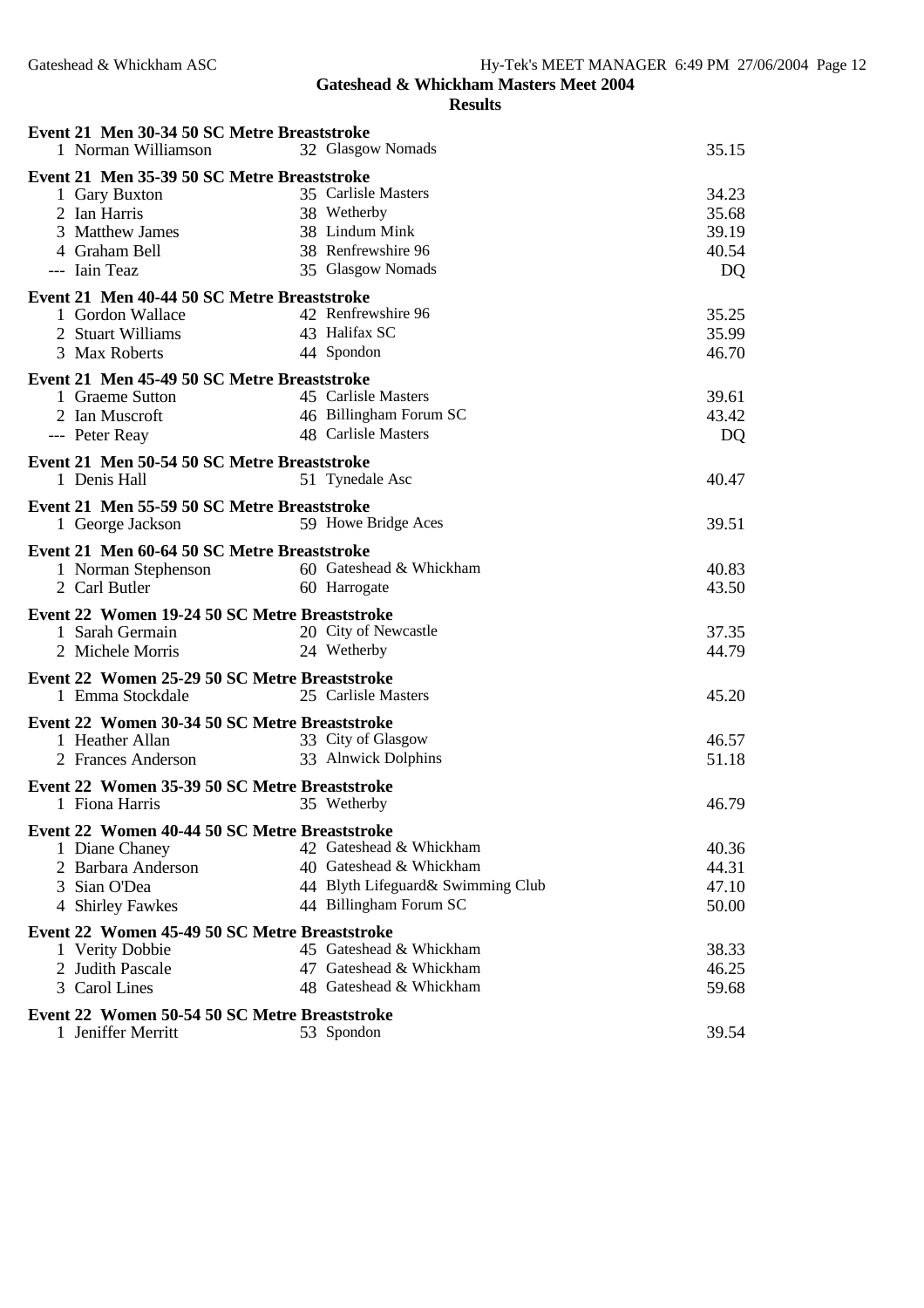## Gateshead & Whickham Masters Meet 2004

### Results

**Event 21 Men 30-34 50 SC Metre Breaststroke**

| | Name | Age | Team | Time |
|---|---|---|---|---|
| 1 | Norman Williamson | 32 | Glasgow Nomads | 35.15 |

**Event 21 Men 35-39 50 SC Metre Breaststroke**

| | Name | Age | Team | Time |
|---|---|---|---|---|
| 1 | Gary Buxton | 35 | Carlisle Masters | 34.23 |
| 2 | Ian Harris | 38 | Wetherby | 35.68 |
| 3 | Matthew James | 38 | Lindum Mink | 39.19 |
| 4 | Graham Bell | 38 | Renfrewshire 96 | 40.54 |
| --- | Iain Teaz | 35 | Glasgow Nomads | DQ |

**Event 21 Men 40-44 50 SC Metre Breaststroke**

| | Name | Age | Team | Time |
|---|---|---|---|---|
| 1 | Gordon Wallace | 42 | Renfrewshire 96 | 35.25 |
| 2 | Stuart Williams | 43 | Halifax SC | 35.99 |
| 3 | Max Roberts | 44 | Spondon | 46.70 |

**Event 21 Men 45-49 50 SC Metre Breaststroke**

| | Name | Age | Team | Time |
|---|---|---|---|---|
| 1 | Graeme Sutton | 45 | Carlisle Masters | 39.61 |
| 2 | Ian Muscroft | 46 | Billingham Forum SC | 43.42 |
| --- | Peter Reay | 48 | Carlisle Masters | DQ |

**Event 21 Men 50-54 50 SC Metre Breaststroke**

| | Name | Age | Team | Time |
|---|---|---|---|---|
| 1 | Denis Hall | 51 | Tynedale Asc | 40.47 |

**Event 21 Men 55-59 50 SC Metre Breaststroke**

| | Name | Age | Team | Time |
|---|---|---|---|---|
| 1 | George Jackson | 59 | Howe Bridge Aces | 39.51 |

**Event 21 Men 60-64 50 SC Metre Breaststroke**

| | Name | Age | Team | Time |
|---|---|---|---|---|
| 1 | Norman Stephenson | 60 | Gateshead & Whickham | 40.83 |
| 2 | Carl Butler | 60 | Harrogate | 43.50 |

**Event 22 Women 19-24 50 SC Metre Breaststroke**

| | Name | Age | Team | Time |
|---|---|---|---|---|
| 1 | Sarah Germain | 20 | City of Newcastle | 37.35 |
| 2 | Michele Morris | 24 | Wetherby | 44.79 |

**Event 22 Women 25-29 50 SC Metre Breaststroke**

| | Name | Age | Team | Time |
|---|---|---|---|---|
| 1 | Emma Stockdale | 25 | Carlisle Masters | 45.20 |

**Event 22 Women 30-34 50 SC Metre Breaststroke**

| | Name | Age | Team | Time |
|---|---|---|---|---|
| 1 | Heather Allan | 33 | City of Glasgow | 46.57 |
| 2 | Frances Anderson | 33 | Alnwick Dolphins | 51.18 |

**Event 22 Women 35-39 50 SC Metre Breaststroke**

| | Name | Age | Team | Time |
|---|---|---|---|---|
| 1 | Fiona Harris | 35 | Wetherby | 46.79 |

**Event 22 Women 40-44 50 SC Metre Breaststroke**

| | Name | Age | Team | Time |
|---|---|---|---|---|
| 1 | Diane Chaney | 42 | Gateshead & Whickham | 40.36 |
| 2 | Barbara Anderson | 40 | Gateshead & Whickham | 44.31 |
| 3 | Sian O'Dea | 44 | Blyth Lifeguard& Swimming Club | 47.10 |
| 4 | Shirley Fawkes | 44 | Billingham Forum SC | 50.00 |

**Event 22 Women 45-49 50 SC Metre Breaststroke**

| | Name | Age | Team | Time |
|---|---|---|---|---|
| 1 | Verity Dobbie | 45 | Gateshead & Whickham | 38.33 |
| 2 | Judith Pascale | 47 | Gateshead & Whickham | 46.25 |
| 3 | Carol Lines | 48 | Gateshead & Whickham | 59.68 |

**Event 22 Women 50-54 50 SC Metre Breaststroke**

| | Name | Age | Team | Time |
|---|---|---|---|---|
| 1 | Jeniffer Merritt | 53 | Spondon | 39.54 |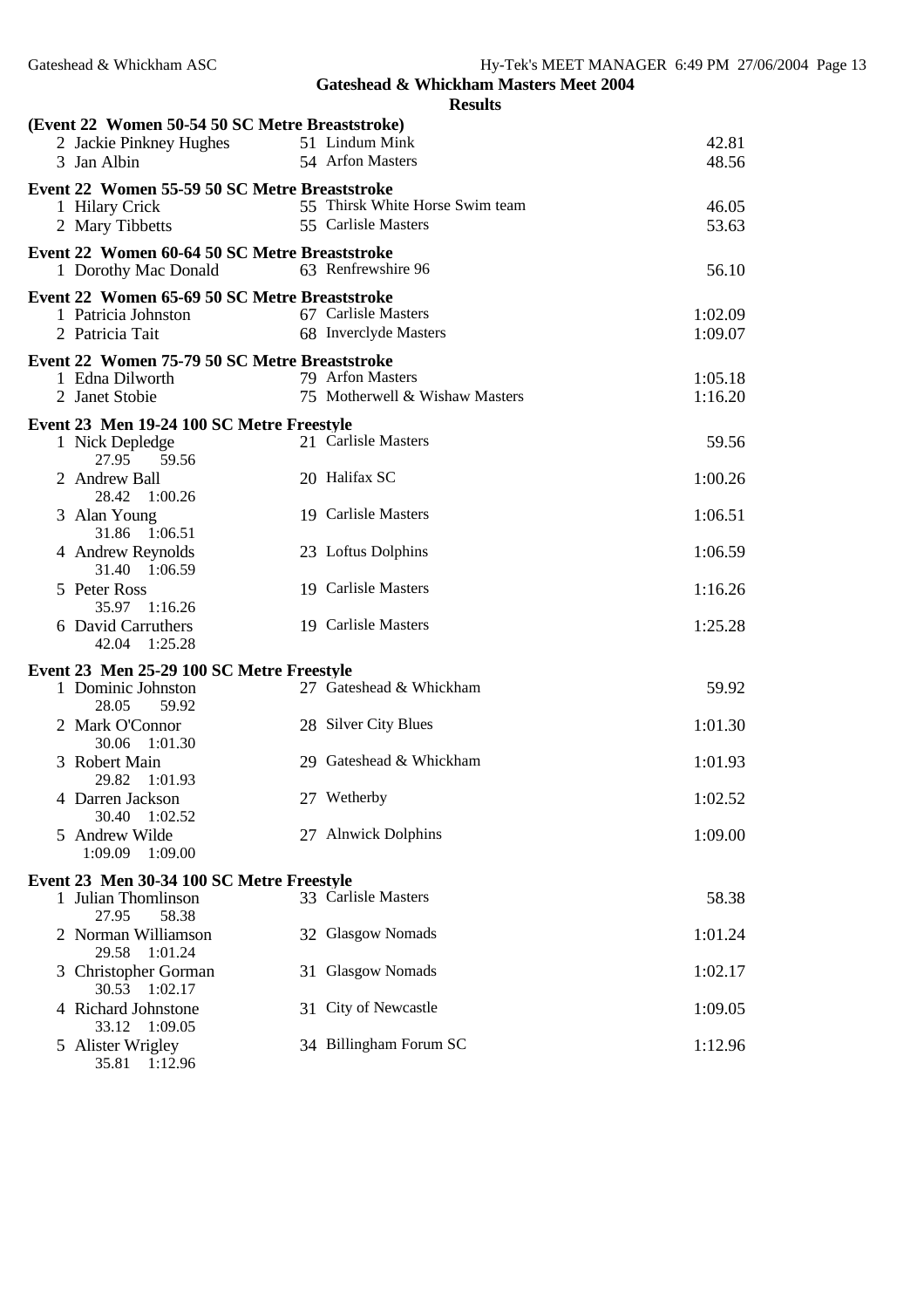## Gateshead & Whickham Masters Meet 2004

### Results

**(Event 22 Women 50-54 50 SC Metre Breaststroke)**

| | Name | Age | Team | Time |
|---|---|---|---|---|
| 2 | Jackie Pinkney Hughes | 51 | Lindum Mink | 42.81 |
| 3 | Jan Albin | 54 | Arfon Masters | 48.56 |

**Event 22 Women 55-59 50 SC Metre Breaststroke**

| | Name | Age | Team | Time |
|---|---|---|---|---|
| 1 | Hilary Crick | 55 | Thirsk White Horse Swim team | 46.05 |
| 2 | Mary Tibbetts | 55 | Carlisle Masters | 53.63 |

**Event 22 Women 60-64 50 SC Metre Breaststroke**

| | Name | Age | Team | Time |
|---|---|---|---|---|
| 1 | Dorothy Mac Donald | 63 | Renfrewshire 96 | 56.10 |

**Event 22 Women 65-69 50 SC Metre Breaststroke**

| | Name | Age | Team | Time |
|---|---|---|---|---|
| 1 | Patricia Johnston | 67 | Carlisle Masters | 1:02.09 |
| 2 | Patricia Tait | 68 | Inverclyde Masters | 1:09.07 |

**Event 22 Women 75-79 50 SC Metre Breaststroke**

| | Name | Age | Team | Time |
|---|---|---|---|---|
| 1 | Edna Dilworth | 79 | Arfon Masters | 1:05.18 |
| 2 | Janet Stobie | 75 | Motherwell & Wishaw Masters | 1:16.20 |

**Event 23 Men 19-24 100 SC Metre Freestyle**

| | Name | Age | Team | Time |
|---|---|---|---|---|
| 1 | Nick Depledge | 21 | Carlisle Masters | 59.56 |
| | 27.95 59.56 | | | |
| 2 | Andrew Ball | 20 | Halifax SC | 1:00.26 |
| | 28.42 1:00.26 | | | |
| 3 | Alan Young | 19 | Carlisle Masters | 1:06.51 |
| | 31.86 1:06.51 | | | |
| 4 | Andrew Reynolds | 23 | Loftus Dolphins | 1:06.59 |
| | 31.40 1:06.59 | | | |
| 5 | Peter Ross | 19 | Carlisle Masters | 1:16.26 |
| | 35.97 1:16.26 | | | |
| 6 | David Carruthers | 19 | Carlisle Masters | 1:25.28 |
| | 42.04 1:25.28 | | | |

**Event 23 Men 25-29 100 SC Metre Freestyle**

| | Name | Age | Team | Time |
|---|---|---|---|---|
| 1 | Dominic Johnston | 27 | Gateshead & Whickham | 59.92 |
| | 28.05 59.92 | | | |
| 2 | Mark O'Connor | 28 | Silver City Blues | 1:01.30 |
| | 30.06 1:01.30 | | | |
| 3 | Robert Main | 29 | Gateshead & Whickham | 1:01.93 |
| | 29.82 1:01.93 | | | |
| 4 | Darren Jackson | 27 | Wetherby | 1:02.52 |
| | 30.40 1:02.52 | | | |
| 5 | Andrew Wilde | 27 | Alnwick Dolphins | 1:09.00 |
| | 1:09.09 1:09.00 | | | |

**Event 23 Men 30-34 100 SC Metre Freestyle**

| | Name | Age | Team | Time |
|---|---|---|---|---|
| 1 | Julian Thomlinson | 33 | Carlisle Masters | 58.38 |
| | 27.95 58.38 | | | |
| 2 | Norman Williamson | 32 | Glasgow Nomads | 1:01.24 |
| | 29.58 1:01.24 | | | |
| 3 | Christopher Gorman | 31 | Glasgow Nomads | 1:02.17 |
| | 30.53 1:02.17 | | | |
| 4 | Richard Johnstone | 31 | City of Newcastle | 1:09.05 |
| | 33.12 1:09.05 | | | |
| 5 | Alister Wrigley | 34 | Billingham Forum SC | 1:12.96 |
| | 35.81 1:12.96 | | | |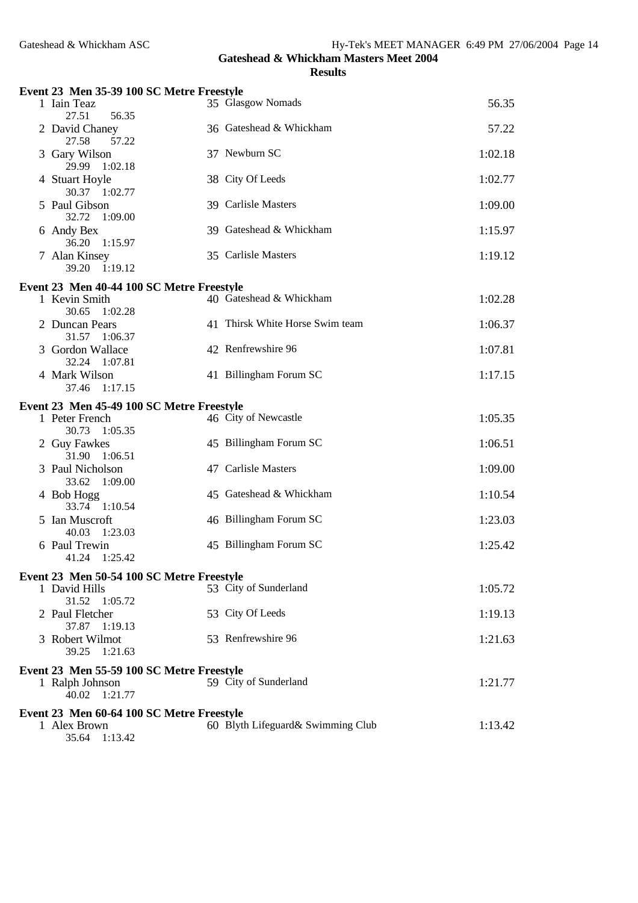## Gateshead & Whickham Masters Meet 2004

### Results

**Event 23 Men 35-39 100 SC Metre Freestyle**

| Place | Name | Age | Team | Time |
|---|---|---|---|---|
| 1 | Iain Teaz | 35 | Glasgow Nomads | 56.35 |
| | 27.51 56.35 | | | |
| 2 | David Chaney | 36 | Gateshead & Whickham | 57.22 |
| | 27.58 57.22 | | | |
| 3 | Gary Wilson | 37 | Newburn SC | 1:02.18 |
| | 29.99 1:02.18 | | | |
| 4 | Stuart Hoyle | 38 | City Of Leeds | 1:02.77 |
| | 30.37 1:02.77 | | | |
| 5 | Paul Gibson | 39 | Carlisle Masters | 1:09.00 |
| | 32.72 1:09.00 | | | |
| 6 | Andy Bex | 39 | Gateshead & Whickham | 1:15.97 |
| | 36.20 1:15.97 | | | |
| 7 | Alan Kinsey | 35 | Carlisle Masters | 1:19.12 |
| | 39.20 1:19.12 | | | |

**Event 23 Men 40-44 100 SC Metre Freestyle**

| Place | Name | Age | Team | Time |
|---|---|---|---|---|
| 1 | Kevin Smith | 40 | Gateshead & Whickham | 1:02.28 |
| | 30.65 1:02.28 | | | |
| 2 | Duncan Pears | 41 | Thirsk White Horse Swim team | 1:06.37 |
| | 31.57 1:06.37 | | | |
| 3 | Gordon Wallace | 42 | Renfrewshire 96 | 1:07.81 |
| | 32.24 1:07.81 | | | |
| 4 | Mark Wilson | 41 | Billingham Forum SC | 1:17.15 |
| | 37.46 1:17.15 | | | |

**Event 23 Men 45-49 100 SC Metre Freestyle**

| Place | Name | Age | Team | Time |
|---|---|---|---|---|
| 1 | Peter French | 46 | City of Newcastle | 1:05.35 |
| | 30.73 1:05.35 | | | |
| 2 | Guy Fawkes | 45 | Billingham Forum SC | 1:06.51 |
| | 31.90 1:06.51 | | | |
| 3 | Paul Nicholson | 47 | Carlisle Masters | 1:09.00 |
| | 33.62 1:09.00 | | | |
| 4 | Bob Hogg | 45 | Gateshead & Whickham | 1:10.54 |
| | 33.74 1:10.54 | | | |
| 5 | Ian Muscroft | 46 | Billingham Forum SC | 1:23.03 |
| | 40.03 1:23.03 | | | |
| 6 | Paul Trewin | 45 | Billingham Forum SC | 1:25.42 |
| | 41.24 1:25.42 | | | |

**Event 23 Men 50-54 100 SC Metre Freestyle**

| Place | Name | Age | Team | Time |
|---|---|---|---|---|
| 1 | David Hills | 53 | City of Sunderland | 1:05.72 |
| | 31.52 1:05.72 | | | |
| 2 | Paul Fletcher | 53 | City Of Leeds | 1:19.13 |
| | 37.87 1:19.13 | | | |
| 3 | Robert Wilmot | 53 | Renfrewshire 96 | 1:21.63 |
| | 39.25 1:21.63 | | | |

**Event 23 Men 55-59 100 SC Metre Freestyle**

| Place | Name | Age | Team | Time |
|---|---|---|---|---|
| 1 | Ralph Johnson | 59 | City of Sunderland | 1:21.77 |
| | 40.02 1:21.77 | | | |

**Event 23 Men 60-64 100 SC Metre Freestyle**

| Place | Name | Age | Team | Time |
|---|---|---|---|---|
| 1 | Alex Brown | 60 | Blyth Lifeguard& Swimming Club | 1:13.42 |
| | 35.64 1:13.42 | | | |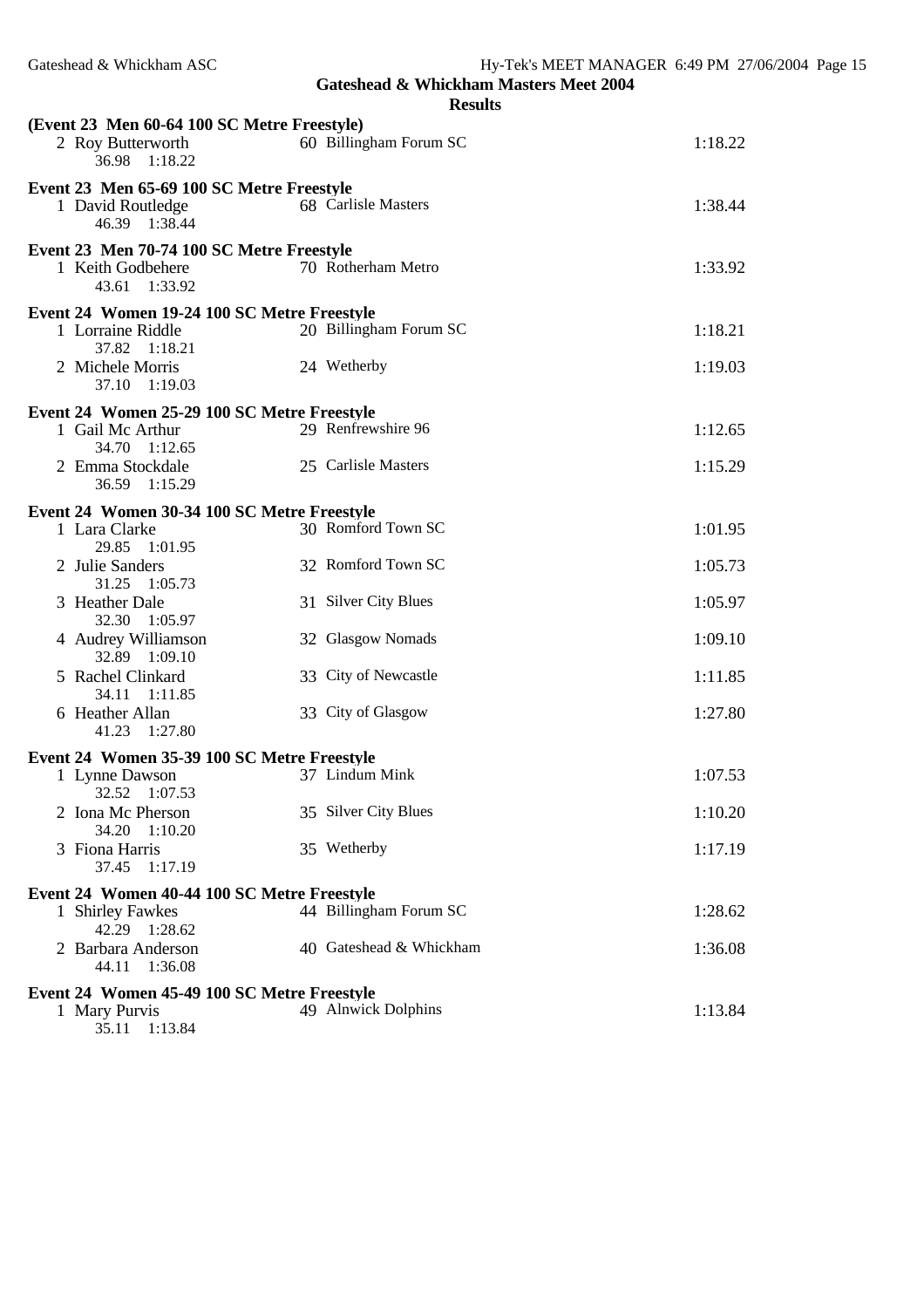## Gateshead & Whickham Masters Meet 2004

### Results

**(Event 23 Men 60-64 100 SC Metre Freestyle)**

| Place | Name | Age | Team | Time |
|---|---|---|---|---|
| 2 | Roy Butterworth | 60 | Billingham Forum SC | 1:18.22 |
| | 36.98 1:18.22 | | | |

**Event 23 Men 65-69 100 SC Metre Freestyle**

| Place | Name | Age | Team | Time |
|---|---|---|---|---|
| 1 | David Routledge | 68 | Carlisle Masters | 1:38.44 |
| | 46.39 1:38.44 | | | |

**Event 23 Men 70-74 100 SC Metre Freestyle**

| Place | Name | Age | Team | Time |
|---|---|---|---|---|
| 1 | Keith Godbehere | 70 | Rotherham Metro | 1:33.92 |
| | 43.61 1:33.92 | | | |

**Event 24 Women 19-24 100 SC Metre Freestyle**

| Place | Name | Age | Team | Time |
|---|---|---|---|---|
| 1 | Lorraine Riddle | 20 | Billingham Forum SC | 1:18.21 |
| | 37.82 1:18.21 | | | |
| 2 | Michele Morris | 24 | Wetherby | 1:19.03 |
| | 37.10 1:19.03 | | | |

**Event 24 Women 25-29 100 SC Metre Freestyle**

| Place | Name | Age | Team | Time |
|---|---|---|---|---|
| 1 | Gail Mc Arthur | 29 | Renfrewshire 96 | 1:12.65 |
| | 34.70 1:12.65 | | | |
| 2 | Emma Stockdale | 25 | Carlisle Masters | 1:15.29 |
| | 36.59 1:15.29 | | | |

**Event 24 Women 30-34 100 SC Metre Freestyle**

| Place | Name | Age | Team | Time |
|---|---|---|---|---|
| 1 | Lara Clarke | 30 | Romford Town SC | 1:01.95 |
| | 29.85 1:01.95 | | | |
| 2 | Julie Sanders | 32 | Romford Town SC | 1:05.73 |
| | 31.25 1:05.73 | | | |
| 3 | Heather Dale | 31 | Silver City Blues | 1:05.97 |
| | 32.30 1:05.97 | | | |
| 4 | Audrey Williamson | 32 | Glasgow Nomads | 1:09.10 |
| | 32.89 1:09.10 | | | |
| 5 | Rachel Clinkard | 33 | City of Newcastle | 1:11.85 |
| | 34.11 1:11.85 | | | |
| 6 | Heather Allan | 33 | City of Glasgow | 1:27.80 |
| | 41.23 1:27.80 | | | |

**Event 24 Women 35-39 100 SC Metre Freestyle**

| Place | Name | Age | Team | Time |
|---|---|---|---|---|
| 1 | Lynne Dawson | 37 | Lindum Mink | 1:07.53 |
| | 32.52 1:07.53 | | | |
| 2 | Iona Mc Pherson | 35 | Silver City Blues | 1:10.20 |
| | 34.20 1:10.20 | | | |
| 3 | Fiona Harris | 35 | Wetherby | 1:17.19 |
| | 37.45 1:17.19 | | | |

**Event 24 Women 40-44 100 SC Metre Freestyle**

| Place | Name | Age | Team | Time |
|---|---|---|---|---|
| 1 | Shirley Fawkes | 44 | Billingham Forum SC | 1:28.62 |
| | 42.29 1:28.62 | | | |
| 2 | Barbara Anderson | 40 | Gateshead & Whickham | 1:36.08 |
| | 44.11 1:36.08 | | | |

**Event 24 Women 45-49 100 SC Metre Freestyle**

| Place | Name | Age | Team | Time |
|---|---|---|---|---|
| 1 | Mary Purvis | 49 | Alnwick Dolphins | 1:13.84 |
| | 35.11 1:13.84 | | | |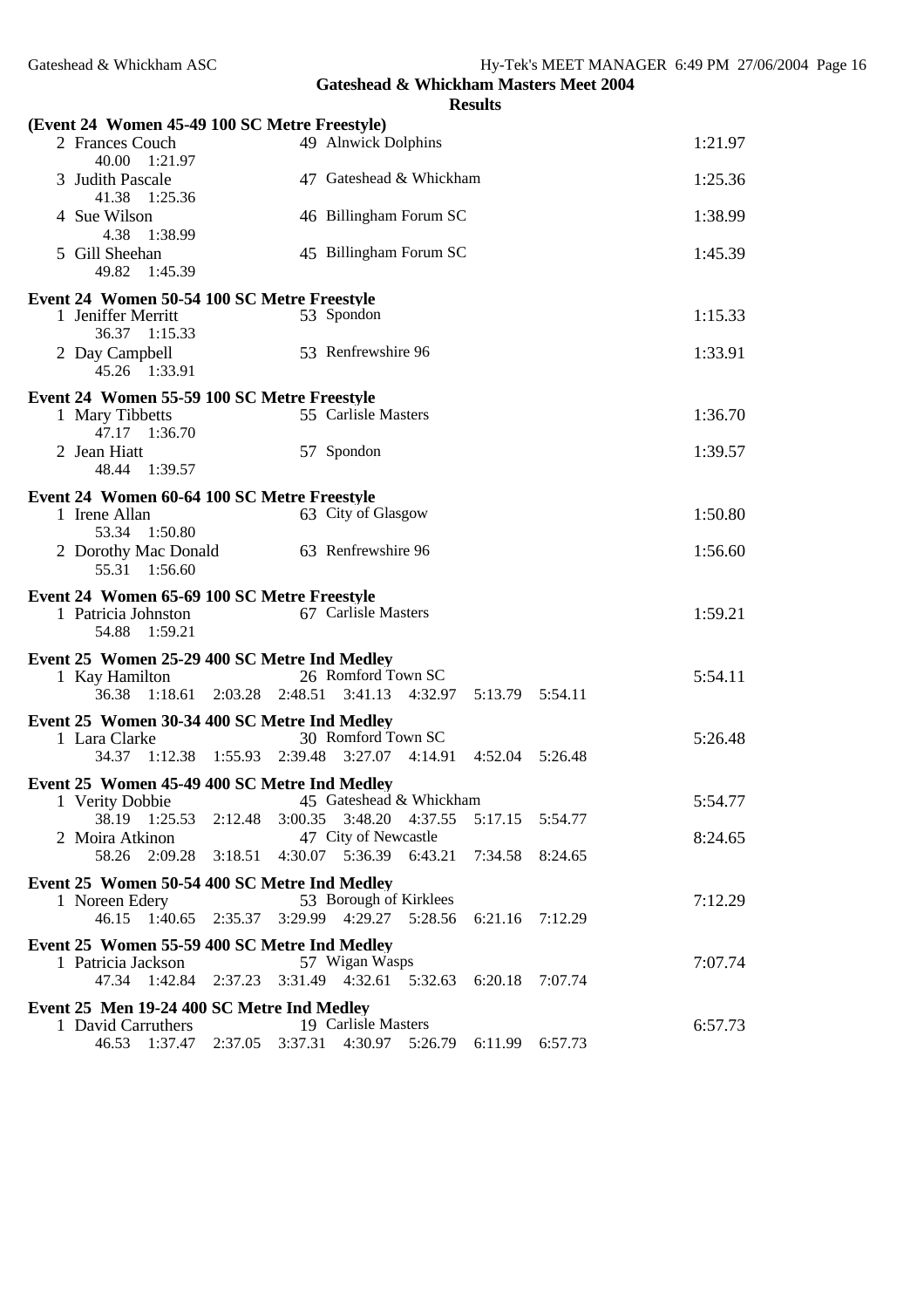# Gateshead & Whickham Masters Meet 2004

## Results

**(Event 24 Women 45-49 100 SC Metre Freestyle)**

| Place | Name | Age | Club | Time |
|---|---|---|---|---|
| 2 | Frances Couch | 49 | Alnwick Dolphins | 1:21.97 |
| | 40.00 1:21.97 | | | |
| 3 | Judith Pascale | 47 | Gateshead & Whickham | 1:25.36 |
| | 41.38 1:25.36 | | | |
| 4 | Sue Wilson | 46 | Billingham Forum SC | 1:38.99 |
| | 4.38 1:38.99 | | | |
| 5 | Gill Sheehan | 45 | Billingham Forum SC | 1:45.39 |
| | 49.82 1:45.39 | | | |

**Event 24 Women 50-54 100 SC Metre Freestyle**

| Place | Name | Age | Club | Time |
|---|---|---|---|---|
| 1 | Jeniffer Merritt | 53 | Spondon | 1:15.33 |
| | 36.37 1:15.33 | | | |
| 2 | Day Campbell | 53 | Renfrewshire 96 | 1:33.91 |
| | 45.26 1:33.91 | | | |

**Event 24 Women 55-59 100 SC Metre Freestyle**

| Place | Name | Age | Club | Time |
|---|---|---|---|---|
| 1 | Mary Tibbetts | 55 | Carlisle Masters | 1:36.70 |
| | 47.17 1:36.70 | | | |
| 2 | Jean Hiatt | 57 | Spondon | 1:39.57 |
| | 48.44 1:39.57 | | | |

**Event 24 Women 60-64 100 SC Metre Freestyle**

| Place | Name | Age | Club | Time |
|---|---|---|---|---|
| 1 | Irene Allan | 63 | City of Glasgow | 1:50.80 |
| | 53.34 1:50.80 | | | |
| 2 | Dorothy Mac Donald | 63 | Renfrewshire 96 | 1:56.60 |
| | 55.31 1:56.60 | | | |

**Event 24 Women 65-69 100 SC Metre Freestyle**

| Place | Name | Age | Club | Time |
|---|---|---|---|---|
| 1 | Patricia Johnston | 67 | Carlisle Masters | 1:59.21 |
| | 54.88 1:59.21 | | | |

**Event 25 Women 25-29 400 SC Metre Ind Medley**

| Place | Name | Age | Club | Time |
|---|---|---|---|---|
| 1 | Kay Hamilton | 26 | Romford Town SC | 5:54.11 |
| | 36.38 1:18.61 2:03.28 2:48.51 3:41.13 4:32.97 5:13.79 5:54.11 | | | |

**Event 25 Women 30-34 400 SC Metre Ind Medley**

| Place | Name | Age | Club | Time |
|---|---|---|---|---|
| 1 | Lara Clarke | 30 | Romford Town SC | 5:26.48 |
| | 34.37 1:12.38 1:55.93 2:39.48 3:27.07 4:14.91 4:52.04 5:26.48 | | | |

**Event 25 Women 45-49 400 SC Metre Ind Medley**

| Place | Name | Age | Club | Time |
|---|---|---|---|---|
| 1 | Verity Dobbie | 45 | Gateshead & Whickham | 5:54.77 |
| | 38.19 1:25.53 2:12.48 3:00.35 3:48.20 4:37.55 5:17.15 5:54.77 | | | |
| 2 | Moira Atkinon | 47 | City of Newcastle | 8:24.65 |
| | 58.26 2:09.28 3:18.51 4:30.07 5:36.39 6:43.21 7:34.58 8:24.65 | | | |

**Event 25 Women 50-54 400 SC Metre Ind Medley**

| Place | Name | Age | Club | Time |
|---|---|---|---|---|
| 1 | Noreen Edery | 53 | Borough of Kirklees | 7:12.29 |
| | 46.15 1:40.65 2:35.37 3:29.99 4:29.27 5:28.56 6:21.16 7:12.29 | | | |

**Event 25 Women 55-59 400 SC Metre Ind Medley**

| Place | Name | Age | Club | Time |
|---|---|---|---|---|
| 1 | Patricia Jackson | 57 | Wigan Wasps | 7:07.74 |
| | 47.34 1:42.84 2:37.23 3:31.49 4:32.61 5:32.63 6:20.18 7:07.74 | | | |

**Event 25 Men 19-24 400 SC Metre Ind Medley**

| Place | Name | Age | Club | Time |
|---|---|---|---|---|
| 1 | David Carrruthers | 19 | Carlisle Masters | 6:57.73 |
| | 46.53 1:37.47 2:37.05 3:37.31 4:30.97 5:26.79 6:11.99 6:57.73 | | | |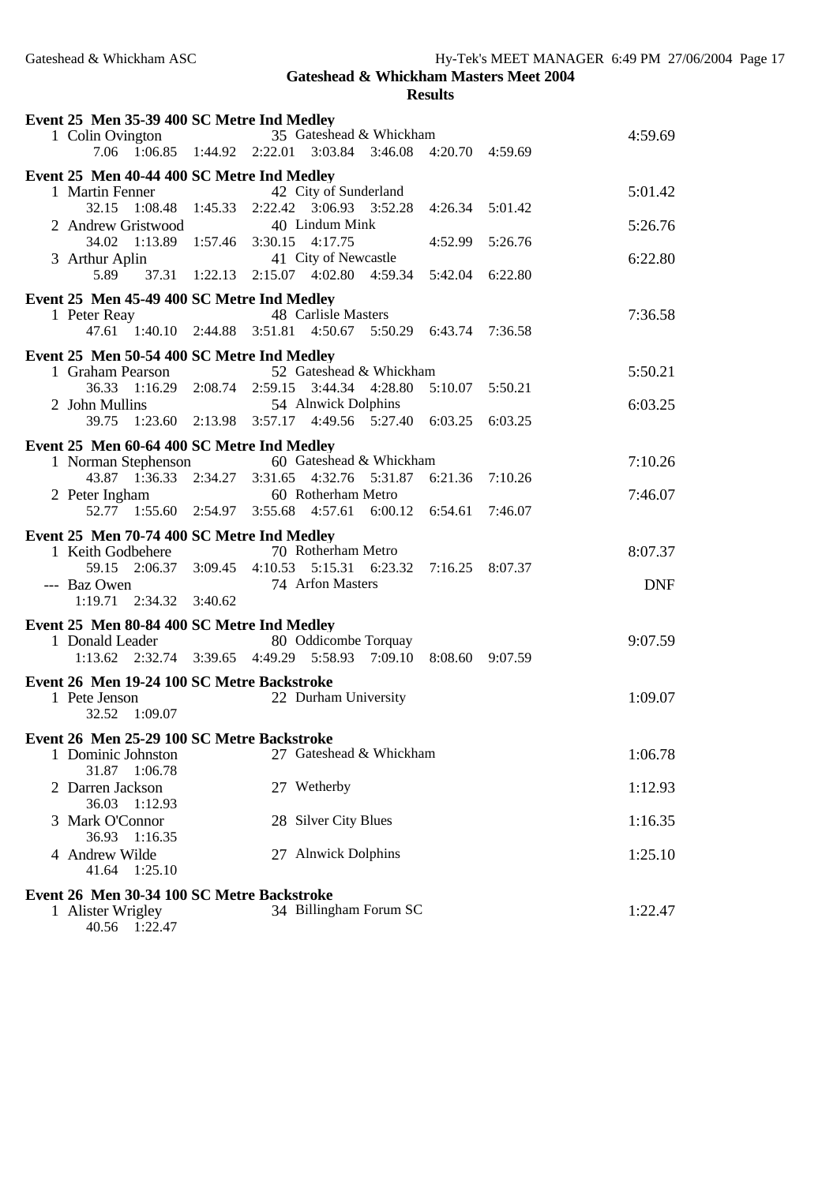## Gateshead & Whickham Masters Meet 2004

### Results

**Event 25 Men 35-39 400 SC Metre Ind Medley**

1 Colin Ovington 35 Gateshead & Whickham 4:59.69
7.06 1:06.85 1:44.92 2:22.01 3:03.84 3:46.08 4:20.70 4:59.69

**Event 25 Men 40-44 400 SC Metre Ind Medley**

1 Martin Fenner 42 City of Sunderland 5:01.42
32.15 1:08.48 1:45.33 2:22.42 3:06.93 3:52.28 4:26.34 5:01.42

2 Andrew Gristwood 40 Lindum Mink 5:26.76
34.02 1:13.89 1:57.46 3:30.15 4:17.75 4:52.99 5:26.76

3 Arthur Aplin 41 City of Newcastle 6:22.80
5.89 37.31 1:22.13 2:15.07 4:02.80 4:59.34 5:42.04 6:22.80

**Event 25 Men 45-49 400 SC Metre Ind Medley**

1 Peter Reay 48 Carlisle Masters 7:36.58
47.61 1:40.10 2:44.88 3:51.81 4:50.67 5:50.29 6:43.74 7:36.58

**Event 25 Men 50-54 400 SC Metre Ind Medley**

1 Graham Pearson 52 Gateshead & Whickham 5:50.21
36.33 1:16.29 2:08.74 2:59.15 3:44.34 4:28.80 5:10.07 5:50.21

2 John Mullins 54 Alnwick Dolphins 6:03.25
39.75 1:23.60 2:13.98 3:57.17 4:49.56 5:27.40 6:03.25 6:03.25

**Event 25 Men 60-64 400 SC Metre Ind Medley**

1 Norman Stephenson 60 Gateshead & Whickham 7:10.26
43.87 1:36.33 2:34.27 3:31.65 4:32.76 5:31.87 6:21.36 7:10.26

2 Peter Ingham 60 Rotherham Metro 7:46.07
52.77 1:55.60 2:54.97 3:55.68 4:57.61 6:00.12 6:54.61 7:46.07

**Event 25 Men 70-74 400 SC Metre Ind Medley**

1 Keith Godbehere 70 Rotherham Metro 8:07.37
59.15 2:06.37 3:09.45 4:10.53 5:15.31 6:23.32 7:16.25 8:07.37

--- Baz Owen 74 Arfon Masters DNF
1:19.71 2:34.32 3:40.62

**Event 25 Men 80-84 400 SC Metre Ind Medley**

1 Donald Leader 80 Oddicombe Torquay 9:07.59
1:13.62 2:32.74 3:39.65 4:49.29 5:58.93 7:09.10 8:08.60 9:07.59

**Event 26 Men 19-24 100 SC Metre Backstroke**

1 Pete Jenson 22 Durham University 1:09.07
32.52 1:09.07

**Event 26 Men 25-29 100 SC Metre Backstroke**

1 Dominic Johnston 27 Gateshead & Whickham 1:06.78
31.87 1:06.78

2 Darren Jackson 27 Wetherby 1:12.93
36.03 1:12.93

3 Mark O'Connor 28 Silver City Blues 1:16.35
36.93 1:16.35

4 Andrew Wilde 27 Alnwick Dolphins 1:25.10
41.64 1:25.10

**Event 26 Men 30-34 100 SC Metre Backstroke**

1 Alister Wrigley 34 Billingham Forum SC 1:22.47
40.56 1:22.47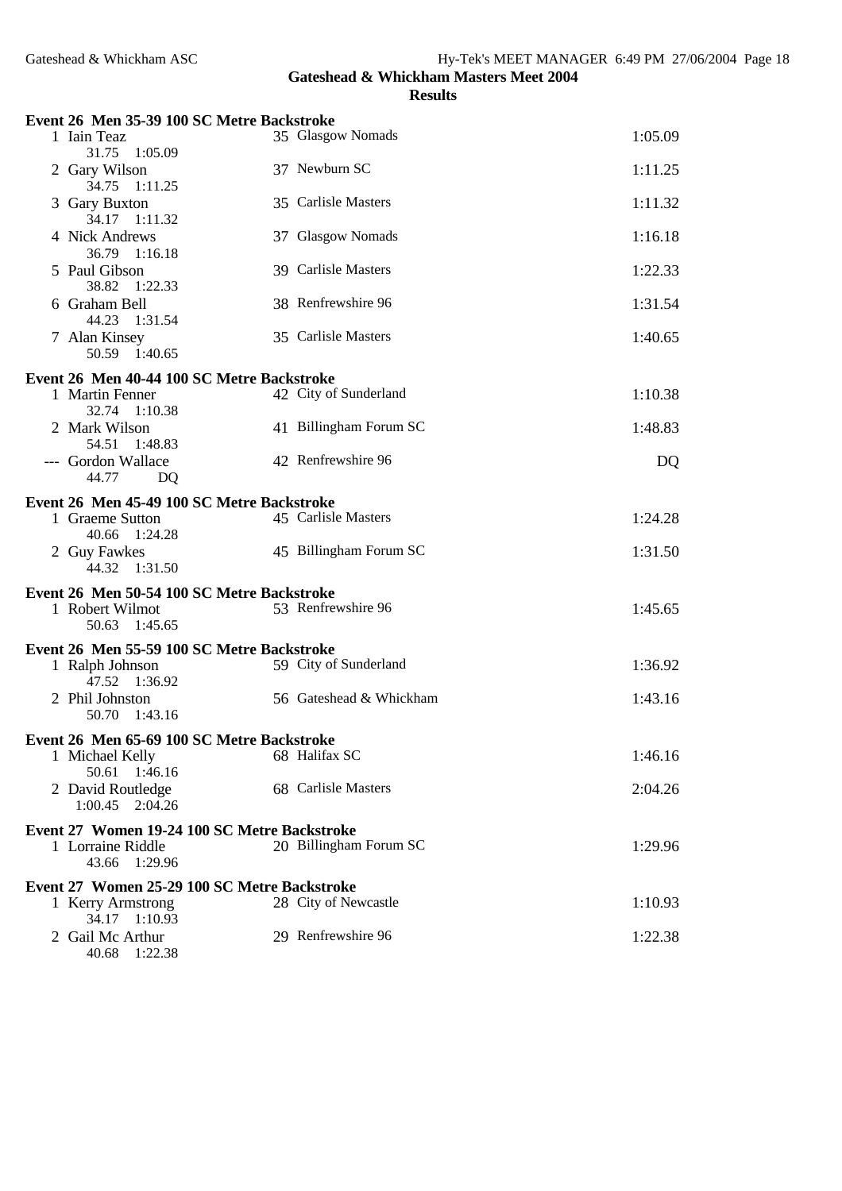**Gateshead & Whickham Masters Meet 2004**

**Results**

**Event 26 Men 35-39 100 SC Metre Backstroke**

| Place | Name | Age | Team | Time |
|---|---|---|---|---|
| 1 | Iain Teaz | 35 | Glasgow Nomads | 1:05.09 |
| | 31.75 1:05.09 | | | |
| 2 | Gary Wilson | 37 | Newburn SC | 1:11.25 |
| | 34.75 1:11.25 | | | |
| 3 | Gary Buxton | 35 | Carlisle Masters | 1:11.32 |
| | 34.17 1:11.32 | | | |
| 4 | Nick Andrews | 37 | Glasgow Nomads | 1:16.18 |
| | 36.79 1:16.18 | | | |
| 5 | Paul Gibson | 39 | Carlisle Masters | 1:22.33 |
| | 38.82 1:22.33 | | | |
| 6 | Graham Bell | 38 | Renfrewshire 96 | 1:31.54 |
| | 44.23 1:31.54 | | | |
| 7 | Alan Kinsey | 35 | Carlisle Masters | 1:40.65 |
| | 50.59 1:40.65 | | | |

**Event 26 Men 40-44 100 SC Metre Backstroke**

| Place | Name | Age | Team | Time |
|---|---|---|---|---|
| 1 | Martin Fenner | 42 | City of Sunderland | 1:10.38 |
| | 32.74 1:10.38 | | | |
| 2 | Mark Wilson | 41 | Billingham Forum SC | 1:48.83 |
| | 54.51 1:48.83 | | | |
| --- | Gordon Wallace | 42 | Renfrewshire 96 | DQ |
| | 44.77 DQ | | | |

**Event 26 Men 45-49 100 SC Metre Backstroke**

| Place | Name | Age | Team | Time |
|---|---|---|---|---|
| 1 | Graeme Sutton | 45 | Carlisle Masters | 1:24.28 |
| | 40.66 1:24.28 | | | |
| 2 | Guy Fawkes | 45 | Billingham Forum SC | 1:31.50 |
| | 44.32 1:31.50 | | | |

**Event 26 Men 50-54 100 SC Metre Backstroke**

| Place | Name | Age | Team | Time |
|---|---|---|---|---|
| 1 | Robert Wilmot | 53 | Renfrewshire 96 | 1:45.65 |
| | 50.63 1:45.65 | | | |

**Event 26 Men 55-59 100 SC Metre Backstroke**

| Place | Name | Age | Team | Time |
|---|---|---|---|---|
| 1 | Ralph Johnson | 59 | City of Sunderland | 1:36.92 |
| | 47.52 1:36.92 | | | |
| 2 | Phil Johnston | 56 | Gateshead & Whickham | 1:43.16 |
| | 50.70 1:43.16 | | | |

**Event 26 Men 65-69 100 SC Metre Backstroke**

| Place | Name | Age | Team | Time |
|---|---|---|---|---|
| 1 | Michael Kelly | 68 | Halifax SC | 1:46.16 |
| | 50.61 1:46.16 | | | |
| 2 | David Routledge | 68 | Carlisle Masters | 2:04.26 |
| | 1:00.45 2:04.26 | | | |

**Event 27 Women 19-24 100 SC Metre Backstroke**

| Place | Name | Age | Team | Time |
|---|---|---|---|---|
| 1 | Lorraine Riddle | 20 | Billingham Forum SC | 1:29.96 |
| | 43.66 1:29.96 | | | |

**Event 27 Women 25-29 100 SC Metre Backstroke**

| Place | Name | Age | Team | Time |
|---|---|---|---|---|
| 1 | Kerry Armstrong | 28 | City of Newcastle | 1:10.93 |
| | 34.17 1:10.93 | | | |
| 2 | Gail Mc Arthur | 29 | Renfrewshire 96 | 1:22.38 |
| | 40.68 1:22.38 | | | |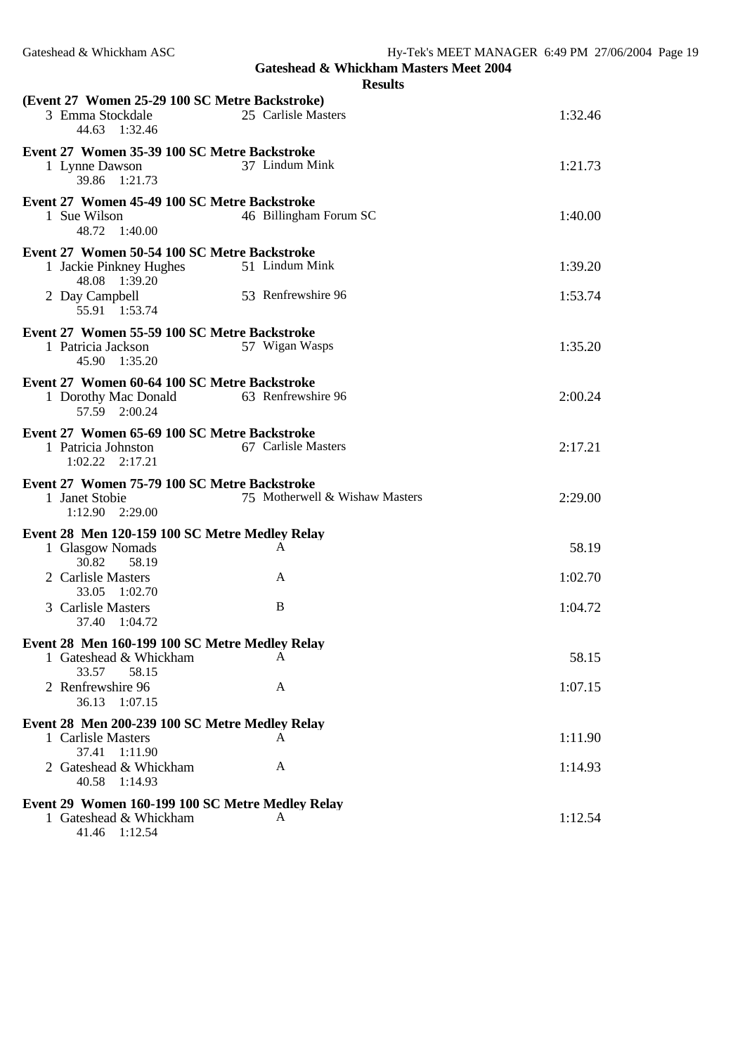## Gateshead & Whickham Masters Meet 2004

### Results

**(Event 27 Women 25-29 100 SC Metre Backstroke)**

| | Name | Age | Team | Time |
|---|---|---|---|---|
| 3 | Emma Stockdale | 25 | Carlisle Masters | 1:32.46 |
| | 44.63 1:32.46 | | | |

**Event 27 Women 35-39 100 SC Metre Backstroke**

| | Name | Age | Team | Time |
|---|---|---|---|---|
| 1 | Lynne Dawson | 37 | Lindum Mink | 1:21.73 |
| | 39.86 1:21.73 | | | |

**Event 27 Women 45-49 100 SC Metre Backstroke**

| | Name | Age | Team | Time |
|---|---|---|---|---|
| 1 | Sue Wilson | 46 | Billingham Forum SC | 1:40.00 |
| | 48.72 1:40.00 | | | |

**Event 27 Women 50-54 100 SC Metre Backstroke**

| | Name | Age | Team | Time |
|---|---|---|---|---|
| 1 | Jackie Pinkney Hughes | 51 | Lindum Mink | 1:39.20 |
| | 48.08 1:39.20 | | | |
| 2 | Day Campbell | 53 | Renfrewshire 96 | 1:53.74 |
| | 55.91 1:53.74 | | | |

**Event 27 Women 55-59 100 SC Metre Backstroke**

| | Name | Age | Team | Time |
|---|---|---|---|---|
| 1 | Patricia Jackson | 57 | Wigan Wasps | 1:35.20 |
| | 45.90 1:35.20 | | | |

**Event 27 Women 60-64 100 SC Metre Backstroke**

| | Name | Age | Team | Time |
|---|---|---|---|---|
| 1 | Dorothy Mac Donald | 63 | Renfrewshire 96 | 2:00.24 |
| | 57.59 2:00.24 | | | |

**Event 27 Women 65-69 100 SC Metre Backstroke**

| | Name | Age | Team | Time |
|---|---|---|---|---|
| 1 | Patricia Johnston | 67 | Carlisle Masters | 2:17.21 |
| | 1:02.22 2:17.21 | | | |

**Event 27 Women 75-79 100 SC Metre Backstroke**

| | Name | Age | Team | Time |
|---|---|---|---|---|
| 1 | Janet Stobie | 75 | Motherwell & Wishaw Masters | 2:29.00 |
| | 1:12.90 2:29.00 | | | |

**Event 28 Men 120-159 100 SC Metre Medley Relay**

| | Team | Relay | Time |
|---|---|---|---|
| 1 | Glasgow Nomads | A | 58.19 |
| | 30.82 58.19 | | |
| 2 | Carlisle Masters | A | 1:02.70 |
| | 33.05 1:02.70 | | |
| 3 | Carlisle Masters | B | 1:04.72 |
| | 37.40 1:04.72 | | |

**Event 28 Men 160-199 100 SC Metre Medley Relay**

| | Team | Relay | Time |
|---|---|---|---|
| 1 | Gateshead & Whickham | A | 58.15 |
| | 33.57 58.15 | | |
| 2 | Renfrewshire 96 | A | 1:07.15 |
| | 36.13 1:07.15 | | |

**Event 28 Men 200-239 100 SC Metre Medley Relay**

| | Team | Relay | Time |
|---|---|---|---|
| 1 | Carlisle Masters | A | 1:11.90 |
| | 37.41 1:11.90 | | |
| 2 | Gateshead & Whickham | A | 1:14.93 |
| | 40.58 1:14.93 | | |

**Event 29 Women 160-199 100 SC Metre Medley Relay**

| | Team | Relay | Time |
|---|---|---|---|
| 1 | Gateshead & Whickham | A | 1:12.54 |
| | 41.46 1:12.54 | | |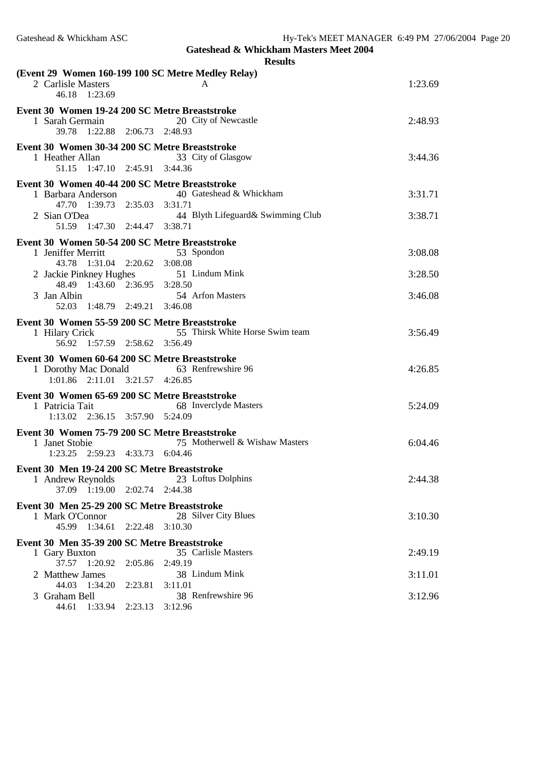## Gateshead & Whickham Masters Meet 2004

### Results

**(Event 29 Women 160-199 100 SC Metre Medley Relay)**

| | Team | | Time |
|---|---|---|---|
| 2 | Carlisle Masters | A | 1:23.69 |
| | 46.18 1:23.69 | | |

**Event 30 Women 19-24 200 SC Metre Breaststroke**

| | Name | Age Team | Time |
|---|---|---|---|
| 1 | Sarah Germain | 20 City of Newcastle | 2:48.93 |
| | 39.78 1:22.88 2:06.73 2:48.93 | | |

**Event 30 Women 30-34 200 SC Metre Breaststroke**

| | Name | Age Team | Time |
|---|---|---|---|
| 1 | Heather Allan | 33 City of Glasgow | 3:44.36 |
| | 51.15 1:47.10 2:45.91 3:44.36 | | |

**Event 30 Women 40-44 200 SC Metre Breaststroke**

| | Name | Age Team | Time |
|---|---|---|---|
| 1 | Barbara Anderson | 40 Gateshead & Whickham | 3:31.71 |
| | 47.70 1:39.73 2:35.03 3:31.71 | | |
| 2 | Sian O'Dea | 44 Blyth Lifeguard& Swimming Club | 3:38.71 |
| | 51.59 1:47.30 2:44.47 3:38.71 | | |

**Event 30 Women 50-54 200 SC Metre Breaststroke**

| | Name | Age Team | Time |
|---|---|---|---|
| 1 | Jeniffer Merritt | 53 Spondon | 3:08.08 |
| | 43.78 1:31.04 2:20.62 3:08.08 | | |
| 2 | Jackie Pinkney Hughes | 51 Lindum Mink | 3:28.50 |
| | 48.49 1:43.60 2:36.95 3:28.50 | | |
| 3 | Jan Albin | 54 Arfon Masters | 3:46.08 |
| | 52.03 1:48.79 2:49.21 3:46.08 | | |

**Event 30 Women 55-59 200 SC Metre Breaststroke**

| | Name | Age Team | Time |
|---|---|---|---|
| 1 | Hilary Crick | 55 Thirsk White Horse Swim team | 3:56.49 |
| | 56.92 1:57.59 2:58.62 3:56.49 | | |

**Event 30 Women 60-64 200 SC Metre Breaststroke**

| | Name | Age Team | Time |
|---|---|---|---|
| 1 | Dorothy Mac Donald | 63 Renfrewshire 96 | 4:26.85 |
| | 1:01.86 2:11.01 3:21.57 4:26.85 | | |

**Event 30 Women 65-69 200 SC Metre Breaststroke**

| | Name | Age Team | Time |
|---|---|---|---|
| 1 | Patricia Tait | 68 Inverclyde Masters | 5:24.09 |
| | 1:13.02 2:36.15 3:57.90 5:24.09 | | |

**Event 30 Women 75-79 200 SC Metre Breaststroke**

| | Name | Age Team | Time |
|---|---|---|---|
| 1 | Janet Stobie | 75 Motherwell & Wishaw Masters | 6:04.46 |
| | 1:23.25 2:59.23 4:33.73 6:04.46 | | |

**Event 30 Men 19-24 200 SC Metre Breaststroke**

| | Name | Age Team | Time |
|---|---|---|---|
| 1 | Andrew Reynolds | 23 Loftus Dolphins | 2:44.38 |
| | 37.09 1:19.00 2:02.74 2:44.38 | | |

**Event 30 Men 25-29 200 SC Metre Breaststroke**

| | Name | Age Team | Time |
|---|---|---|---|
| 1 | Mark O'Connor | 28 Silver City Blues | 3:10.30 |
| | 45.99 1:34.61 2:22.48 3:10.30 | | |

**Event 30 Men 35-39 200 SC Metre Breaststroke**

| | Name | Age Team | Time |
|---|---|---|---|
| 1 | Gary Buxton | 35 Carlisle Masters | 2:49.19 |
| | 37.57 1:20.92 2:05.86 2:49.19 | | |
| 2 | Matthew James | 38 Lindum Mink | 3:11.01 |
| | 44.03 1:34.20 2:23.81 3:11.01 | | |
| 3 | Graham Bell | 38 Renfrewshire 96 | 3:12.96 |
| | 44.61 1:33.94 2:23.13 3:12.96 | | |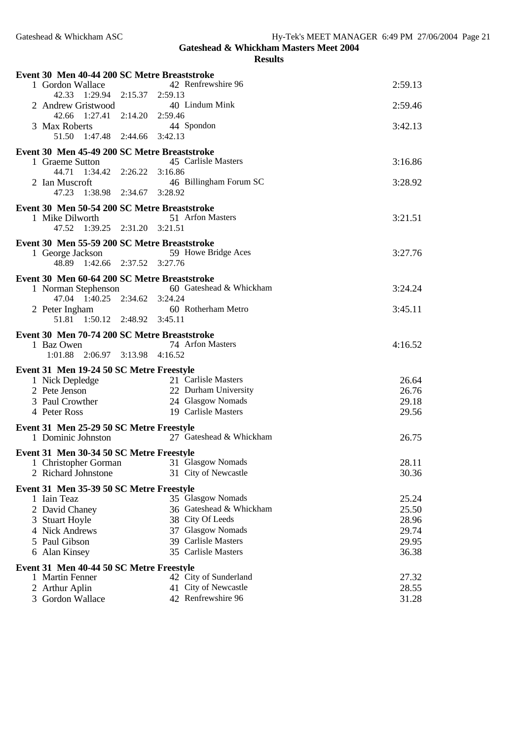# Gateshead & Whickham Masters Meet 2004

## Results

### Event 30 Men 40-44 200 SC Metre Breaststroke

| Place | Name | Age | Team | Time |
|---|---|---|---|---|
| 1 | Gordon Wallace | 42 | Renfrewshire 96 | 2:59.13 |
| | 42.33 1:29.94 2:15.37 2:59.13 | | | |
| 2 | Andrew Gristwood | 40 | Lindum Mink | 2:59.46 |
| | 42.66 1:27.41 2:14.20 2:59.46 | | | |
| 3 | Max Roberts | 44 | Spondon | 3:42.13 |
| | 51.50 1:47.48 2:44.66 3:42.13 | | | |

### Event 30 Men 45-49 200 SC Metre Breaststroke

| Place | Name | Age | Team | Time |
|---|---|---|---|---|
| 1 | Graeme Sutton | 45 | Carlisle Masters | 3:16.86 |
| | 44.71 1:34.42 2:26.22 3:16.86 | | | |
| 2 | Ian Muscroft | 46 | Billingham Forum SC | 3:28.92 |
| | 47.23 1:38.98 2:34.67 3:28.92 | | | |

### Event 30 Men 50-54 200 SC Metre Breaststroke

| Place | Name | Age | Team | Time |
|---|---|---|---|---|
| 1 | Mike Dilworth | 51 | Arfon Masters | 3:21.51 |
| | 47.52 1:39.25 2:31.20 3:21.51 | | | |

### Event 30 Men 55-59 200 SC Metre Breaststroke

| Place | Name | Age | Team | Time |
|---|---|---|---|---|
| 1 | George Jackson | 59 | Howe Bridge Aces | 3:27.76 |
| | 48.89 1:42.66 2:37.52 3:27.76 | | | |

### Event 30 Men 60-64 200 SC Metre Breaststroke

| Place | Name | Age | Team | Time |
|---|---|---|---|---|
| 1 | Norman Stephenson | 60 | Gateshead & Whickham | 3:24.24 |
| | 47.04 1:40.25 2:34.62 3:24.24 | | | |
| 2 | Peter Ingham | 60 | Rotherham Metro | 3:45.11 |
| | 51.81 1:50.12 2:48.92 3:45.11 | | | |

### Event 30 Men 70-74 200 SC Metre Breaststroke

| Place | Name | Age | Team | Time |
|---|---|---|---|---|
| 1 | Baz Owen | 74 | Arfon Masters | 4:16.52 |
| | 1:01.88 2:06.97 3:13.98 4:16.52 | | | |

### Event 31 Men 19-24 50 SC Metre Freestyle

| Place | Name | Age | Team | Time |
|---|---|---|---|---|
| 1 | Nick Depledge | 21 | Carlisle Masters | 26.64 |
| 2 | Pete Jenson | 22 | Durham University | 26.76 |
| 3 | Paul Crowther | 24 | Glasgow Nomads | 29.18 |
| 4 | Peter Ross | 19 | Carlisle Masters | 29.56 |

### Event 31 Men 25-29 50 SC Metre Freestyle

| Place | Name | Age | Team | Time |
|---|---|---|---|---|
| 1 | Dominic Johnston | 27 | Gateshead & Whickham | 26.75 |

### Event 31 Men 30-34 50 SC Metre Freestyle

| Place | Name | Age | Team | Time |
|---|---|---|---|---|
| 1 | Christopher Gorman | 31 | Glasgow Nomads | 28.11 |
| 2 | Richard Johnstone | 31 | City of Newcastle | 30.36 |

### Event 31 Men 35-39 50 SC Metre Freestyle

| Place | Name | Age | Team | Time |
|---|---|---|---|---|
| 1 | Iain Teaz | 35 | Glasgow Nomads | 25.24 |
| 2 | David Chaney | 36 | Gateshead & Whickham | 25.50 |
| 3 | Stuart Hoyle | 38 | City Of Leeds | 28.96 |
| 4 | Nick Andrews | 37 | Glasgow Nomads | 29.74 |
| 5 | Paul Gibson | 39 | Carlisle Masters | 29.95 |
| 6 | Alan Kinsey | 35 | Carlisle Masters | 36.38 |

### Event 31 Men 40-44 50 SC Metre Freestyle

| Place | Name | Age | Team | Time |
|---|---|---|---|---|
| 1 | Martin Fenner | 42 | City of Sunderland | 27.32 |
| 2 | Arthur Aplin | 41 | City of Newcastle | 28.55 |
| 3 | Gordon Wallace | 42 | Renfrewshire 96 | 31.28 |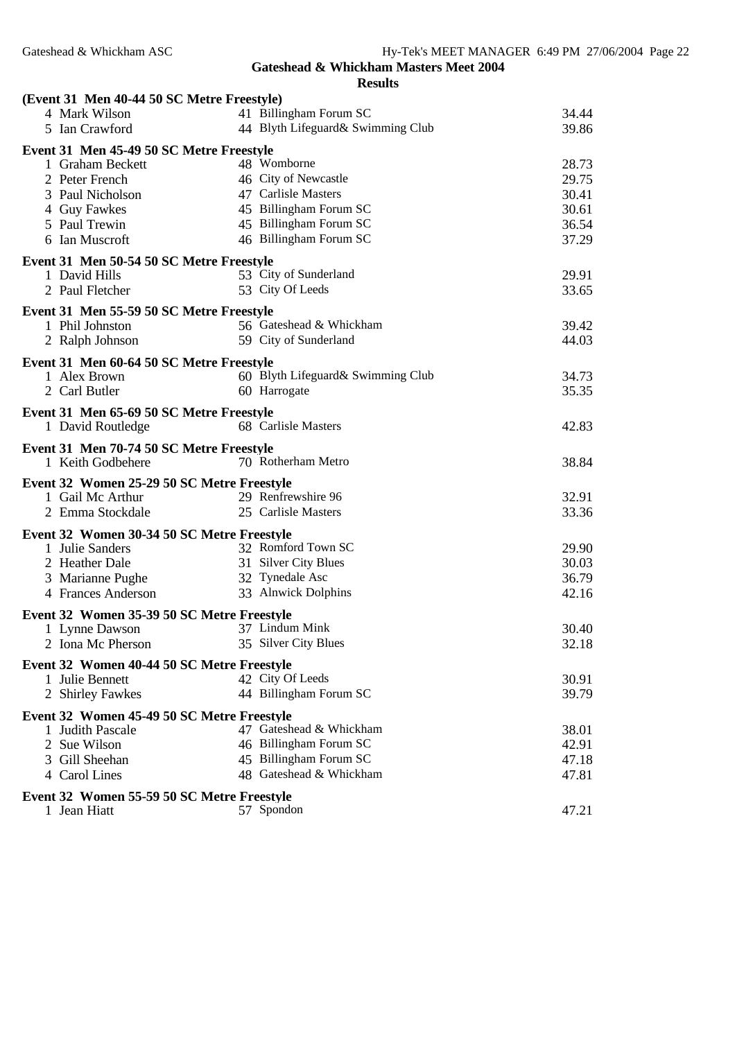## Gateshead & Whickham Masters Meet 2004

### Results

**(Event 31 Men 40-44 50 SC Metre Freestyle)**

| | Name | Age | Team | Time |
|---|---|---|---|---|
| 4 | Mark Wilson | 41 | Billingham Forum SC | 34.44 |
| 5 | Ian Crawford | 44 | Blyth Lifeguard& Swimming Club | 39.86 |

**Event 31 Men 45-49 50 SC Metre Freestyle**

| | Name | Age | Team | Time |
|---|---|---|---|---|
| 1 | Graham Beckett | 48 | Womborne | 28.73 |
| 2 | Peter French | 46 | City of Newcastle | 29.75 |
| 3 | Paul Nicholson | 47 | Carlisle Masters | 30.41 |
| 4 | Guy Fawkes | 45 | Billingham Forum SC | 30.61 |
| 5 | Paul Trewin | 45 | Billingham Forum SC | 36.54 |
| 6 | Ian Muscroft | 46 | Billingham Forum SC | 37.29 |

**Event 31 Men 50-54 50 SC Metre Freestyle**

| | Name | Age | Team | Time |
|---|---|---|---|---|
| 1 | David Hills | 53 | City of Sunderland | 29.91 |
| 2 | Paul Fletcher | 53 | City Of Leeds | 33.65 |

**Event 31 Men 55-59 50 SC Metre Freestyle**

| | Name | Age | Team | Time |
|---|---|---|---|---|
| 1 | Phil Johnston | 56 | Gateshead & Whickham | 39.42 |
| 2 | Ralph Johnson | 59 | City of Sunderland | 44.03 |

**Event 31 Men 60-64 50 SC Metre Freestyle**

| | Name | Age | Team | Time |
|---|---|---|---|---|
| 1 | Alex Brown | 60 | Blyth Lifeguard& Swimming Club | 34.73 |
| 2 | Carl Butler | 60 | Harrogate | 35.35 |

**Event 31 Men 65-69 50 SC Metre Freestyle**

| | Name | Age | Team | Time |
|---|---|---|---|---|
| 1 | David Routledge | 68 | Carlisle Masters | 42.83 |

**Event 31 Men 70-74 50 SC Metre Freestyle**

| | Name | Age | Team | Time |
|---|---|---|---|---|
| 1 | Keith Godbehere | 70 | Rotherham Metro | 38.84 |

**Event 32 Women 25-29 50 SC Metre Freestyle**

| | Name | Age | Team | Time |
|---|---|---|---|---|
| 1 | Gail Mc Arthur | 29 | Renfrewshire 96 | 32.91 |
| 2 | Emma Stockdale | 25 | Carlisle Masters | 33.36 |

**Event 32 Women 30-34 50 SC Metre Freestyle**

| | Name | Age | Team | Time |
|---|---|---|---|---|
| 1 | Julie Sanders | 32 | Romford Town SC | 29.90 |
| 2 | Heather Dale | 31 | Silver City Blues | 30.03 |
| 3 | Marianne Pughe | 32 | Tynedale Asc | 36.79 |
| 4 | Frances Anderson | 33 | Alnwick Dolphins | 42.16 |

**Event 32 Women 35-39 50 SC Metre Freestyle**

| | Name | Age | Team | Time |
|---|---|---|---|---|
| 1 | Lynne Dawson | 37 | Lindum Mink | 30.40 |
| 2 | Iona Mc Pherson | 35 | Silver City Blues | 32.18 |

**Event 32 Women 40-44 50 SC Metre Freestyle**

| | Name | Age | Team | Time |
|---|---|---|---|---|
| 1 | Julie Bennett | 42 | City Of Leeds | 30.91 |
| 2 | Shirley Fawkes | 44 | Billingham Forum SC | 39.79 |

**Event 32 Women 45-49 50 SC Metre Freestyle**

| | Name | Age | Team | Time |
|---|---|---|---|---|
| 1 | Judith Pascale | 47 | Gateshead & Whickham | 38.01 |
| 2 | Sue Wilson | 46 | Billingham Forum SC | 42.91 |
| 3 | Gill Sheehan | 45 | Billingham Forum SC | 47.18 |
| 4 | Carol Lines | 48 | Gateshead & Whickham | 47.81 |

**Event 32 Women 55-59 50 SC Metre Freestyle**

| | Name | Age | Team | Time |
|---|---|---|---|---|
| 1 | Jean Hiatt | 57 | Spondon | 47.21 |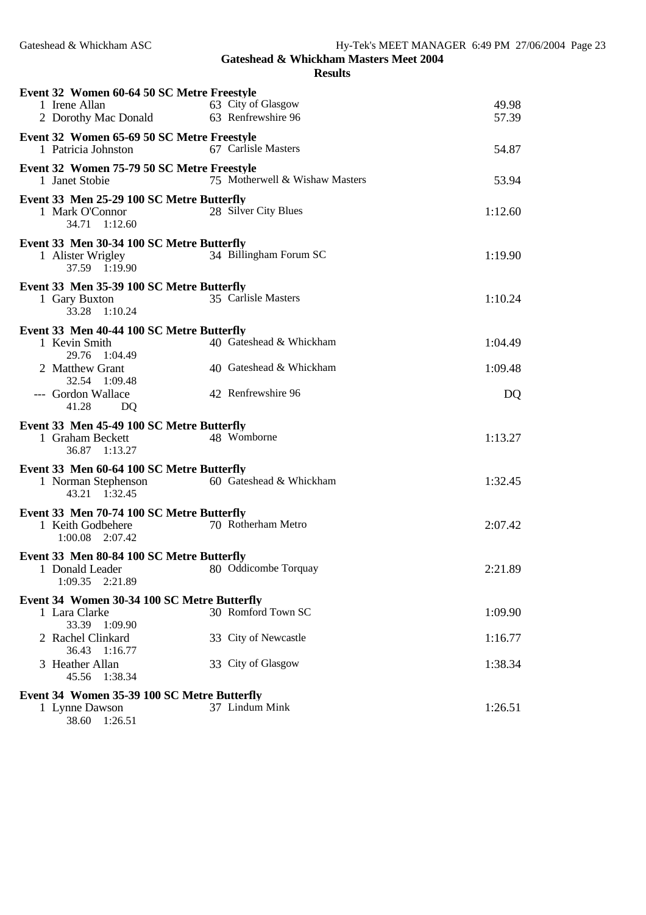## Gateshead & Whickham Masters Meet 2004

### Results

**Event 32 Women 60-64 50 SC Metre Freestyle**

| Place | Name | Age | Club | Time |
|---|---|---|---|---|
| 1 | Irene Allan | 63 | City of Glasgow | 49.98 |
| 2 | Dorothy Mac Donald | 63 | Renfrewshire 96 | 57.39 |

**Event 32 Women 65-69 50 SC Metre Freestyle**

| Place | Name | Age | Club | Time |
|---|---|---|---|---|
| 1 | Patricia Johnston | 67 | Carlisle Masters | 54.87 |

**Event 32 Women 75-79 50 SC Metre Freestyle**

| Place | Name | Age | Club | Time |
|---|---|---|---|---|
| 1 | Janet Stobie | 75 | Motherwell & Wishaw Masters | 53.94 |

**Event 33 Men 25-29 100 SC Metre Butterfly**

| Place | Name | Age | Club | Time |
|---|---|---|---|---|
| 1 | Mark O'Connor | 28 | Silver City Blues | 1:12.60 |
| | 34.71 1:12.60 | | | |

**Event 33 Men 30-34 100 SC Metre Butterfly**

| Place | Name | Age | Club | Time |
|---|---|---|---|---|
| 1 | Alister Wrigley | 34 | Billingham Forum SC | 1:19.90 |
| | 37.59 1:19.90 | | | |

**Event 33 Men 35-39 100 SC Metre Butterfly**

| Place | Name | Age | Club | Time |
|---|---|---|---|---|
| 1 | Gary Buxton | 35 | Carlisle Masters | 1:10.24 |
| | 33.28 1:10.24 | | | |

**Event 33 Men 40-44 100 SC Metre Butterfly**

| Place | Name | Age | Club | Time |
|---|---|---|---|---|
| 1 | Kevin Smith | 40 | Gateshead & Whickham | 1:04.49 |
| | 29.76 1:04.49 | | | |
| 2 | Matthew Grant | 40 | Gateshead & Whickham | 1:09.48 |
| | 32.54 1:09.48 | | | |
| --- | Gordon Wallace | 42 | Renfrewshire 96 | DQ |
| | 41.28 DQ | | | |

**Event 33 Men 45-49 100 SC Metre Butterfly**

| Place | Name | Age | Club | Time |
|---|---|---|---|---|
| 1 | Graham Beckett | 48 | Womborne | 1:13.27 |
| | 36.87 1:13.27 | | | |

**Event 33 Men 60-64 100 SC Metre Butterfly**

| Place | Name | Age | Club | Time |
|---|---|---|---|---|
| 1 | Norman Stephenson | 60 | Gateshead & Whickham | 1:32.45 |
| | 43.21 1:32.45 | | | |

**Event 33 Men 70-74 100 SC Metre Butterfly**

| Place | Name | Age | Club | Time |
|---|---|---|---|---|
| 1 | Keith Godbehere | 70 | Rotherham Metro | 2:07.42 |
| | 1:00.08 2:07.42 | | | |

**Event 33 Men 80-84 100 SC Metre Butterfly**

| Place | Name | Age | Club | Time |
|---|---|---|---|---|
| 1 | Donald Leader | 80 | Oddicombe Torquay | 2:21.89 |
| | 1:09.35 2:21.89 | | | |

**Event 34 Women 30-34 100 SC Metre Butterfly**

| Place | Name | Age | Club | Time |
|---|---|---|---|---|
| 1 | Lara Clarke | 30 | Romford Town SC | 1:09.90 |
| | 33.39 1:09.90 | | | |
| 2 | Rachel Clinkard | 33 | City of Newcastle | 1:16.77 |
| | 36.43 1:16.77 | | | |
| 3 | Heather Allan | 33 | City of Glasgow | 1:38.34 |
| | 45.56 1:38.34 | | | |

**Event 34 Women 35-39 100 SC Metre Butterfly**

| Place | Name | Age | Club | Time |
|---|---|---|---|---|
| 1 | Lynne Dawson | 37 | Lindum Mink | 1:26.51 |
| | 38.60 1:26.51 | | | |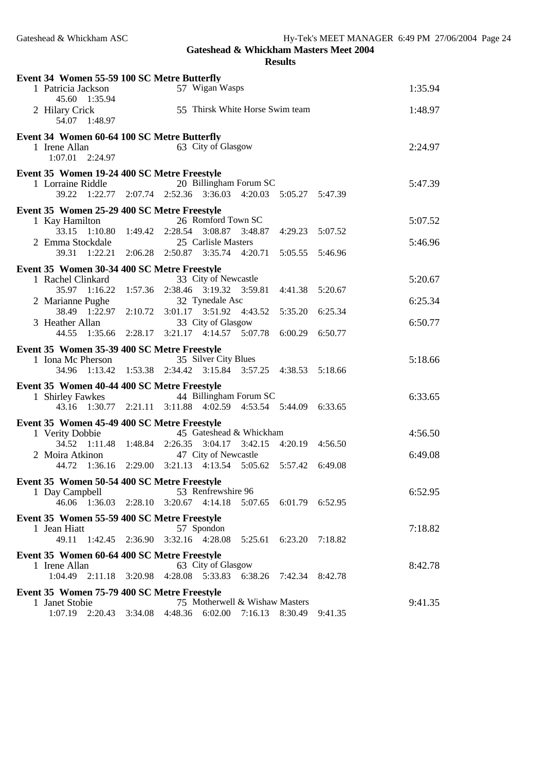**Gateshead & Whickham Masters Meet 2004**

**Results**

**Event 34 Women 55-59 100 SC Metre Butterfly**

| Place | Name | Age | Team | Time |
|---|---|---|---|---|
| 1 | Patricia Jackson | 57 | Wigan Wasps | 1:35.94 |
| | 45.60 1:35.94 | | | |
| 2 | Hilary Crick | 55 | Thirsk White Horse Swim team | 1:48.97 |
| | 54.07 1:48.97 | | | |

**Event 34 Women 60-64 100 SC Metre Butterfly**

| Place | Name | Age | Team | Time |
|---|---|---|---|---|
| 1 | Irene Allan | 63 | City of Glasgow | 2:24.97 |
| | 1:07.01 2:24.97 | | | |

**Event 35 Women 19-24 400 SC Metre Freestyle**

| Place | Name | Age | Team | Time |
|---|---|---|---|---|
| 1 | Lorraine Riddle | 20 | Billingham Forum SC | 5:47.39 |
| | 39.22 1:22.77 2:07.74 2:52.36 3:36.03 4:20.03 5:05.27 5:47.39 | | | |

**Event 35 Women 25-29 400 SC Metre Freestyle**

| Place | Name | Age | Team | Time |
|---|---|---|---|---|
| 1 | Kay Hamilton | 26 | Romford Town SC | 5:07.52 |
| | 33.15 1:10.80 1:49.42 2:28.54 3:08.87 3:48.87 4:29.23 5:07.52 | | | |
| 2 | Emma Stockdale | 25 | Carlisle Masters | 5:46.96 |
| | 39.31 1:22.21 2:06.28 2:50.87 3:35.74 4:20.71 5:05.55 5:46.96 | | | |

**Event 35 Women 30-34 400 SC Metre Freestyle**

| Place | Name | Age | Team | Time |
|---|---|---|---|---|
| 1 | Rachel Clinkard | 33 | City of Newcastle | 5:20.67 |
| | 35.97 1:16.22 1:57.36 2:38.46 3:19.32 3:59.81 4:41.38 5:20.67 | | | |
| 2 | Marianne Pughe | 32 | Tynedale Asc | 6:25.34 |
| | 38.49 1:22.97 2:10.72 3:01.17 3:51.92 4:43.52 5:35.20 6:25.34 | | | |
| 3 | Heather Allan | 33 | City of Glasgow | 6:50.77 |
| | 44.55 1:35.66 2:28.17 3:21.17 4:14.57 5:07.78 6:00.29 6:50.77 | | | |

**Event 35 Women 35-39 400 SC Metre Freestyle**

| Place | Name | Age | Team | Time |
|---|---|---|---|---|
| 1 | Iona Mc Pherson | 35 | Silver City Blues | 5:18.66 |
| | 34.96 1:13.42 1:53.38 2:34.42 3:15.84 3:57.25 4:38.53 5:18.66 | | | |

**Event 35 Women 40-44 400 SC Metre Freestyle**

| Place | Name | Age | Team | Time |
|---|---|---|---|---|
| 1 | Shirley Fawkes | 44 | Billingham Forum SC | 6:33.65 |
| | 43.16 1:30.77 2:21.11 3:11.88 4:02.59 4:53.54 5:44.09 6:33.65 | | | |

**Event 35 Women 45-49 400 SC Metre Freestyle**

| Place | Name | Age | Team | Time |
|---|---|---|---|---|
| 1 | Verity Dobbie | 45 | Gateshead & Whickham | 4:56.50 |
| | 34.52 1:11.48 1:48.84 2:26.35 3:04.17 3:42.15 4:20.19 4:56.50 | | | |
| 2 | Moira Atkinon | 47 | City of Newcastle | 6:49.08 |
| | 44.72 1:36.16 2:29.00 3:21.13 4:13.54 5:05.62 5:57.42 6:49.08 | | | |

**Event 35 Women 50-54 400 SC Metre Freestyle**

| Place | Name | Age | Team | Time |
|---|---|---|---|---|
| 1 | Day Campbell | 53 | Renfrewshire 96 | 6:52.95 |
| | 46.06 1:36.03 2:28.10 3:20.67 4:14.18 5:07.65 6:01.79 6:52.95 | | | |

**Event 35 Women 55-59 400 SC Metre Freestyle**

| Place | Name | Age | Team | Time |
|---|---|---|---|---|
| 1 | Jean Hiatt | 57 | Spondon | 7:18.82 |
| | 49.11 1:42.45 2:36.90 3:32.16 4:28.08 5:25.61 6:23.20 7:18.82 | | | |

**Event 35 Women 60-64 400 SC Metre Freestyle**

| Place | Name | Age | Team | Time |
|---|---|---|---|---|
| 1 | Irene Allan | 63 | City of Glasgow | 8:42.78 |
| | 1:04.49 2:11.18 3:20.98 4:28.08 5:33.83 6:38.26 7:42.34 8:42.78 | | | |

**Event 35 Women 75-79 400 SC Metre Freestyle**

| Place | Name | Age | Team | Time |
|---|---|---|---|---|
| 1 | Janet Stobie | 75 | Motherwell & Wishaw Masters | 9:41.35 |
| | 1:07.19 2:20.43 3:34.08 4:48.36 6:02.00 7:16.13 8:30.49 9:41.35 | | | |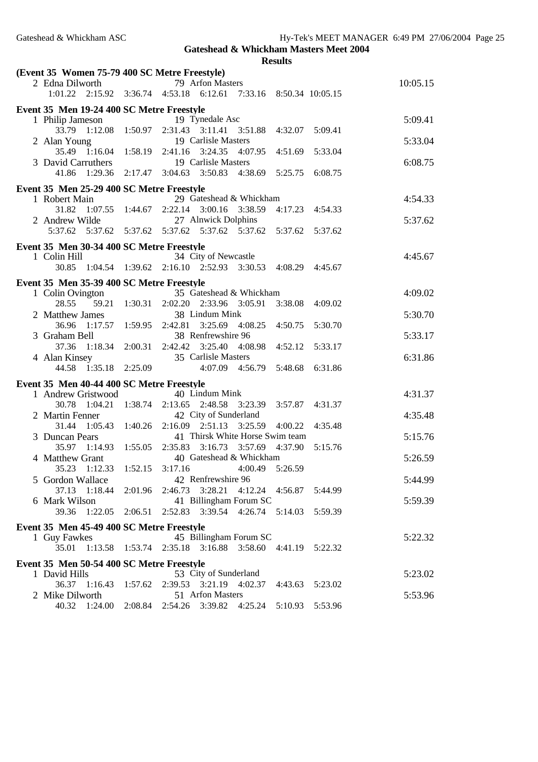## Gateshead & Whickham Masters Meet 2004

### Results

**(Event 35 Women 75-79 400 SC Metre Freestyle)**

| Place | Name | Age | Team | Time |
|---|---|---|---|---|
| 2 | Edna Dilworth | 79 | Arfon Masters | 10:05.15 |
| | 1:01.22 2:15.92 3:36.74 4:53.18 6:12.61 7:33.16 8:50.34 10:05.15 | | | |

**Event 35 Men 19-24 400 SC Metre Freestyle**

| Place | Name | Age | Team | Time |
|---|---|---|---|---|
| 1 | Philip Jameson | 19 | Tynedale Asc | 5:09.41 |
| | 33.79 1:12.08 1:50.97 2:31.43 3:11.41 3:51.88 4:32.07 5:09.41 | | | |
| 2 | Alan Young | 19 | Carlisle Masters | 5:33.04 |
| | 35.49 1:16.04 1:58.19 2:41.16 3:24.35 4:07.95 4:51.69 5:33.04 | | | |
| 3 | David Carruthers | 19 | Carlisle Masters | 6:08.75 |
| | 41.86 1:29.36 2:17.47 3:04.63 3:50.83 4:38.69 5:25.75 6:08.75 | | | |

**Event 35 Men 25-29 400 SC Metre Freestyle**

| Place | Name | Age | Team | Time |
|---|---|---|---|---|
| 1 | Robert Main | 29 | Gateshead & Whickham | 4:54.33 |
| | 31.82 1:07.55 1:44.67 2:22.14 3:00.16 3:38.59 4:17.23 4:54.33 | | | |
| 2 | Andrew Wilde | 27 | Alnwick Dolphins | 5:37.62 |
| | 5:37.62 5:37.62 5:37.62 5:37.62 5:37.62 5:37.62 5:37.62 5:37.62 | | | |

**Event 35 Men 30-34 400 SC Metre Freestyle**

| Place | Name | Age | Team | Time |
|---|---|---|---|---|
| 1 | Colin Hill | 34 | City of Newcastle | 4:45.67 |
| | 30.85 1:04.54 1:39.62 2:16.10 2:52.93 3:30.53 4:08.29 4:45.67 | | | |

**Event 35 Men 35-39 400 SC Metre Freestyle**

| Place | Name | Age | Team | Time |
|---|---|---|---|---|
| 1 | Colin Ovington | 35 | Gateshead & Whickham | 4:09.02 |
| | 28.55 59.21 1:30.31 2:02.20 2:33.96 3:05.91 3:38.08 4:09.02 | | | |
| 2 | Matthew James | 38 | Lindum Mink | 5:30.70 |
| | 36.96 1:17.57 1:59.95 2:42.81 3:25.69 4:08.25 4:50.75 5:30.70 | | | |
| 3 | Graham Bell | 38 | Renfrewshire 96 | 5:33.17 |
| | 37.36 1:18.34 2:00.31 2:42.42 3:25.40 4:08.98 4:52.12 5:33.17 | | | |
| 4 | Alan Kinsey | 35 | Carlisle Masters | 6:31.86 |
| | 44.58 1:35.18 2:25.09 4:07.09 4:56.79 5:48.68 6:31.86 | | | |

**Event 35 Men 40-44 400 SC Metre Freestyle**

| Place | Name | Age | Team | Time |
|---|---|---|---|---|
| 1 | Andrew Gristwood | 40 | Lindum Mink | 4:31.37 |
| | 30.78 1:04.21 1:38.74 2:13.65 2:48.58 3:23.39 3:57.87 4:31.37 | | | |
| 2 | Martin Fenner | 42 | City of Sunderland | 4:35.48 |
| | 31.44 1:05.43 1:40.26 2:16.09 2:51.13 3:25.59 4:00.22 4:35.48 | | | |
| 3 | Duncan Pears | 41 | Thirsk White Horse Swim team | 5:15.76 |
| | 35.97 1:14.93 1:55.05 2:35.83 3:16.73 3:57.69 4:37.90 5:15.76 | | | |
| 4 | Matthew Grant | 40 | Gateshead & Whickham | 5:26.59 |
| | 35.23 1:12.33 1:52.15 3:17.16 4:00.49 5:26.59 | | | |
| 5 | Gordon Wallace | 42 | Renfrewshire 96 | 5:44.99 |
| | 37.13 1:18.44 2:01.96 2:46.73 3:28.21 4:12.24 4:56.87 5:44.99 | | | |
| 6 | Mark Wilson | 41 | Billingham Forum SC | 5:59.39 |
| | 39.36 1:22.05 2:06.51 2:52.83 3:39.54 4:26.74 5:14.03 5:59.39 | | | |

**Event 35 Men 45-49 400 SC Metre Freestyle**

| Place | Name | Age | Team | Time |
|---|---|---|---|---|
| 1 | Guy Fawkes | 45 | Billingham Forum SC | 5:22.32 |
| | 35.01 1:13.58 1:53.74 2:35.18 3:16.88 3:58.60 4:41.19 5:22.32 | | | |

**Event 35 Men 50-54 400 SC Metre Freestyle**

| Place | Name | Age | Team | Time |
|---|---|---|---|---|
| 1 | David Hills | 53 | City of Sunderland | 5:23.02 |
| | 36.37 1:16.43 1:57.62 2:39.53 3:21.19 4:02.37 4:43.63 5:23.02 | | | |
| 2 | Mike Dilworth | 51 | Arfon Masters | 5:53.96 |
| | 40.32 1:24.00 2:08.84 2:54.26 3:39.82 4:25.24 5:10.93 5:53.96 | | | |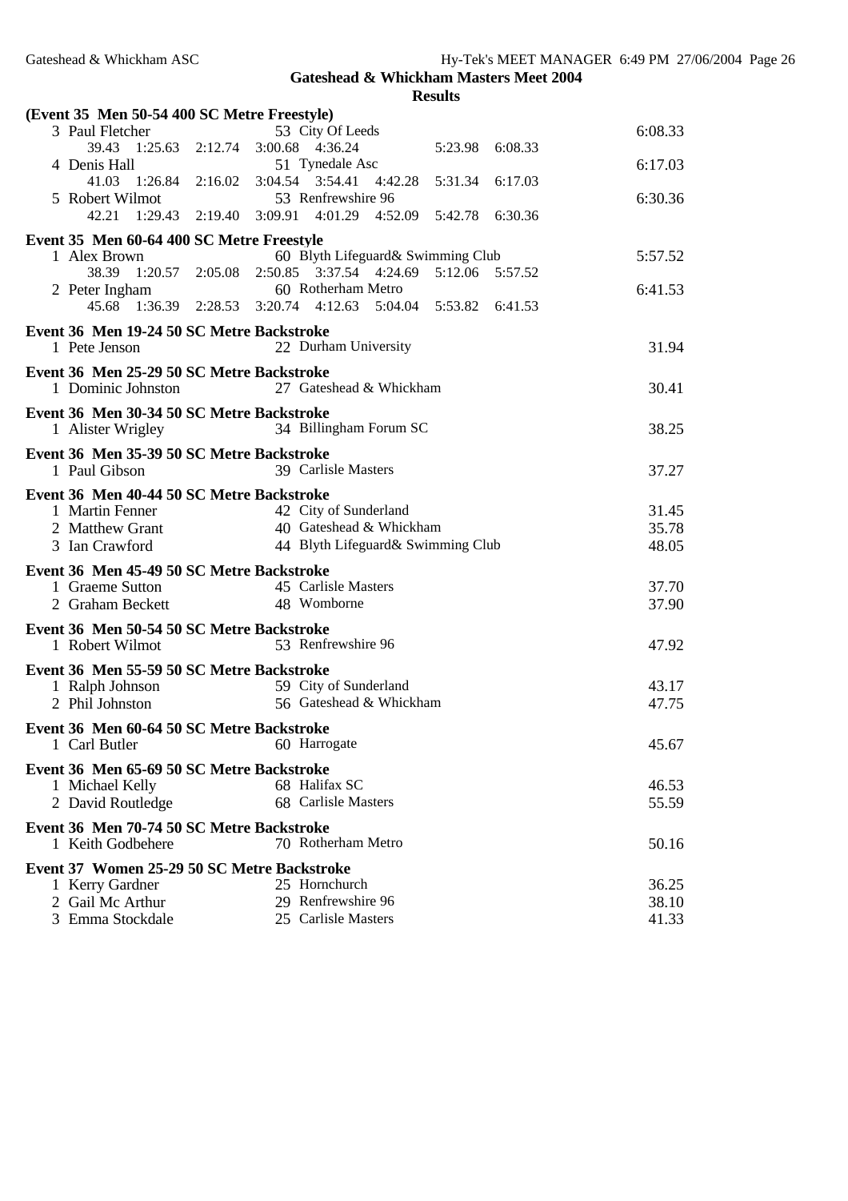## Gateshead & Whickham Masters Meet 2004

### Results

**(Event 35 Men 50-54 400 SC Metre Freestyle)**

| | Name | Age | Team | Finals Time |
|---|---|---|---|---|
| 3 | Paul Fletcher | 53 | City Of Leeds | 6:08.33 |
| | 39.43 1:25.63 2:12.74 3:00.68 4:36.24 5:23.98 6:08.33 | | | |
| 4 | Denis Hall | 51 | Tynedale Asc | 6:17.03 |
| | 41.03 1:26.84 2:16.02 3:04.54 3:54.41 4:42.28 5:31.34 6:17.03 | | | |
| 5 | Robert Wilmot | 53 | Renfrewshire 96 | 6:30.36 |
| | 42.21 1:29.43 2:19.40 3:09.91 4:01.29 4:52.09 5:42.78 6:30.36 | | | |

**Event 35 Men 60-64 400 SC Metre Freestyle**

| | Name | Age | Team | Finals Time |
|---|---|---|---|---|
| 1 | Alex Brown | 60 | Blyth Lifeguard& Swimming Club | 5:57.52 |
| | 38.39 1:20.57 2:05.08 2:50.85 3:37.54 4:24.69 5:12.06 5:57.52 | | | |
| 2 | Peter Ingham | 60 | Rotherham Metro | 6:41.53 |
| | 45.68 1:36.39 2:28.53 3:20.74 4:12.63 5:04.04 5:53.82 6:41.53 | | | |

**Event 36 Men 19-24 50 SC Metre Backstroke**

| | Name | Age | Team | Finals Time |
|---|---|---|---|---|
| 1 | Pete Jenson | 22 | Durham University | 31.94 |

**Event 36 Men 25-29 50 SC Metre Backstroke**

| | Name | Age | Team | Finals Time |
|---|---|---|---|---|
| 1 | Dominic Johnston | 27 | Gateshead & Whickham | 30.41 |

**Event 36 Men 30-34 50 SC Metre Backstroke**

| | Name | Age | Team | Finals Time |
|---|---|---|---|---|
| 1 | Alister Wrigley | 34 | Billingham Forum SC | 38.25 |

**Event 36 Men 35-39 50 SC Metre Backstroke**

| | Name | Age | Team | Finals Time |
|---|---|---|---|---|
| 1 | Paul Gibson | 39 | Carlisle Masters | 37.27 |

**Event 36 Men 40-44 50 SC Metre Backstroke**

| | Name | Age | Team | Finals Time |
|---|---|---|---|---|
| 1 | Martin Fenner | 42 | City of Sunderland | 31.45 |
| 2 | Matthew Grant | 40 | Gateshead & Whickham | 35.78 |
| 3 | Ian Crawford | 44 | Blyth Lifeguard& Swimming Club | 48.05 |

**Event 36 Men 45-49 50 SC Metre Backstroke**

| | Name | Age | Team | Finals Time |
|---|---|---|---|---|
| 1 | Graeme Sutton | 45 | Carlisle Masters | 37.70 |
| 2 | Graham Beckett | 48 | Womborne | 37.90 |

**Event 36 Men 50-54 50 SC Metre Backstroke**

| | Name | Age | Team | Finals Time |
|---|---|---|---|---|
| 1 | Robert Wilmot | 53 | Renfrewshire 96 | 47.92 |

**Event 36 Men 55-59 50 SC Metre Backstroke**

| | Name | Age | Team | Finals Time |
|---|---|---|---|---|
| 1 | Ralph Johnson | 59 | City of Sunderland | 43.17 |
| 2 | Phil Johnston | 56 | Gateshead & Whickham | 47.75 |

**Event 36 Men 60-64 50 SC Metre Backstroke**

| | Name | Age | Team | Finals Time |
|---|---|---|---|---|
| 1 | Carl Butler | 60 | Harrogate | 45.67 |

**Event 36 Men 65-69 50 SC Metre Backstroke**

| | Name | Age | Team | Finals Time |
|---|---|---|---|---|
| 1 | Michael Kelly | 68 | Halifax SC | 46.53 |
| 2 | David Routledge | 68 | Carlisle Masters | 55.59 |

**Event 36 Men 70-74 50 SC Metre Backstroke**

| | Name | Age | Team | Finals Time |
|---|---|---|---|---|
| 1 | Keith Godbehere | 70 | Rotherham Metro | 50.16 |

**Event 37 Women 25-29 50 SC Metre Backstroke**

| | Name | Age | Team | Finals Time |
|---|---|---|---|---|
| 1 | Kerry Gardner | 25 | Hornchurch | 36.25 |
| 2 | Gail Mc Arthur | 29 | Renfrewshire 96 | 38.10 |
| 3 | Emma Stockdale | 25 | Carlisle Masters | 41.33 |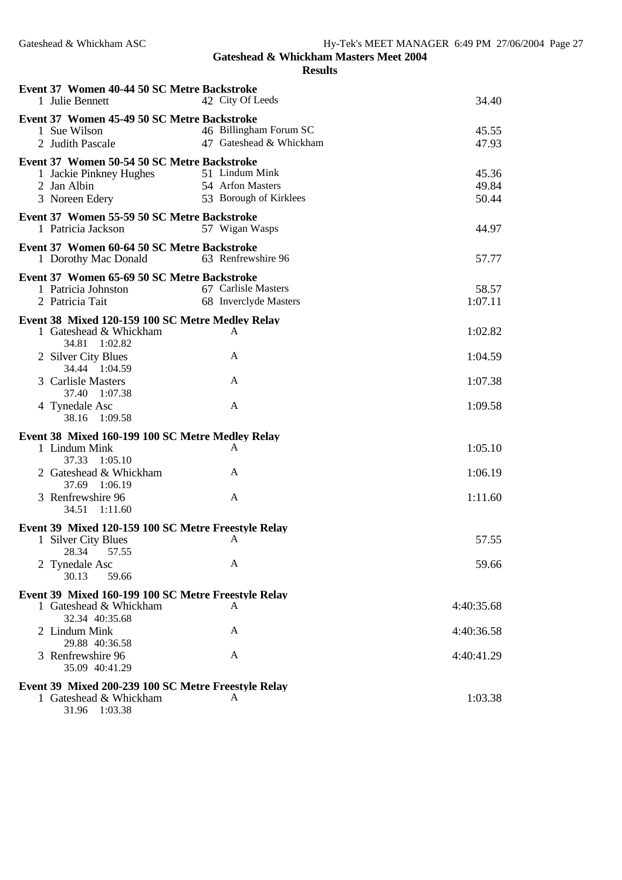**Gateshead & Whickham Masters Meet 2004**

**Results**

**Event 37 Women 40-44 50 SC Metre Backstroke**

| | Name | Age | Club | Time |
|---|---|---|---|---|
| 1 | Julie Bennett | 42 | City Of Leeds | 34.40 |

**Event 37 Women 45-49 50 SC Metre Backstroke**

| | Name | Age | Club | Time |
|---|---|---|---|---|
| 1 | Sue Wilson | 46 | Billingham Forum SC | 45.55 |
| 2 | Judith Pascale | 47 | Gateshead & Whickham | 47.93 |

**Event 37 Women 50-54 50 SC Metre Backstroke**

| | Name | Age | Club | Time |
|---|---|---|---|---|
| 1 | Jackie Pinkney Hughes | 51 | Lindum Mink | 45.36 |
| 2 | Jan Albin | 54 | Arfon Masters | 49.84 |
| 3 | Noreen Edery | 53 | Borough of Kirklees | 50.44 |

**Event 37 Women 55-59 50 SC Metre Backstroke**

| | Name | Age | Club | Time |
|---|---|---|---|---|
| 1 | Patricia Jackson | 57 | Wigan Wasps | 44.97 |

**Event 37 Women 60-64 50 SC Metre Backstroke**

| | Name | Age | Club | Time |
|---|---|---|---|---|
| 1 | Dorothy Mac Donald | 63 | Renfrewshire 96 | 57.77 |

**Event 37 Women 65-69 50 SC Metre Backstroke**

| | Name | Age | Club | Time |
|---|---|---|---|---|
| 1 | Patricia Johnston | 67 | Carlisle Masters | 58.57 |
| 2 | Patricia Tait | 68 | Inverclyde Masters | 1:07.11 |

**Event 38 Mixed 120-159 100 SC Metre Medley Relay**

| | Team | Relay | Time | Splits |
|---|---|---|---|---|
| 1 | Gateshead & Whickham | A | 1:02.82 | 34.81 1:02.82 |
| 2 | Silver City Blues | A | 1:04.59 | 34.44 1:04.59 |
| 3 | Carlisle Masters | A | 1:07.38 | 37.40 1:07.38 |
| 4 | Tynedale Asc | A | 1:09.58 | 38.16 1:09.58 |

**Event 38 Mixed 160-199 100 SC Metre Medley Relay**

| | Team | Relay | Time | Splits |
|---|---|---|---|---|
| 1 | Lindum Mink | A | 1:05.10 | 37.33 1:05.10 |
| 2 | Gateshead & Whickham | A | 1:06.19 | 37.69 1:06.19 |
| 3 | Renfrewshire 96 | A | 1:11.60 | 34.51 1:11.60 |

**Event 39 Mixed 120-159 100 SC Metre Freestyle Relay**

| | Team | Relay | Time | Splits |
|---|---|---|---|---|
| 1 | Silver City Blues | A | 57.55 | 28.34 57.55 |
| 2 | Tynedale Asc | A | 59.66 | 30.13 59.66 |

**Event 39 Mixed 160-199 100 SC Metre Freestyle Relay**

| | Team | Relay | Time | Splits |
|---|---|---|---|---|
| 1 | Gateshead & Whickham | A | 4:40:35.68 | 32.34 40:35.68 |
| 2 | Lindum Mink | A | 4:40:36.58 | 29.88 40:36.58 |
| 3 | Renfrewshire 96 | A | 4:40:41.29 | 35.09 40:41.29 |

**Event 39 Mixed 200-239 100 SC Metre Freestyle Relay**

| | Team | Relay | Time | Splits |
|---|---|---|---|---|
| 1 | Gateshead & Whickham | A | 1:03.38 | 31.96 1:03.38 |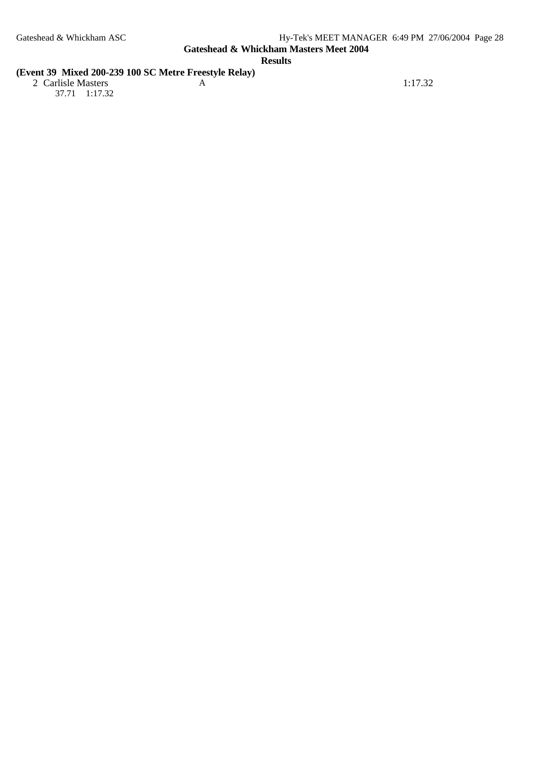**(Event 39 Mixed 200-239 100 SC Metre Freestyle Relay)**

| | | | |
|---|---|---|---|
| 2 | Carlisle Masters | A | 1:17.32 |
| | 37.71 1:17.32 | | |